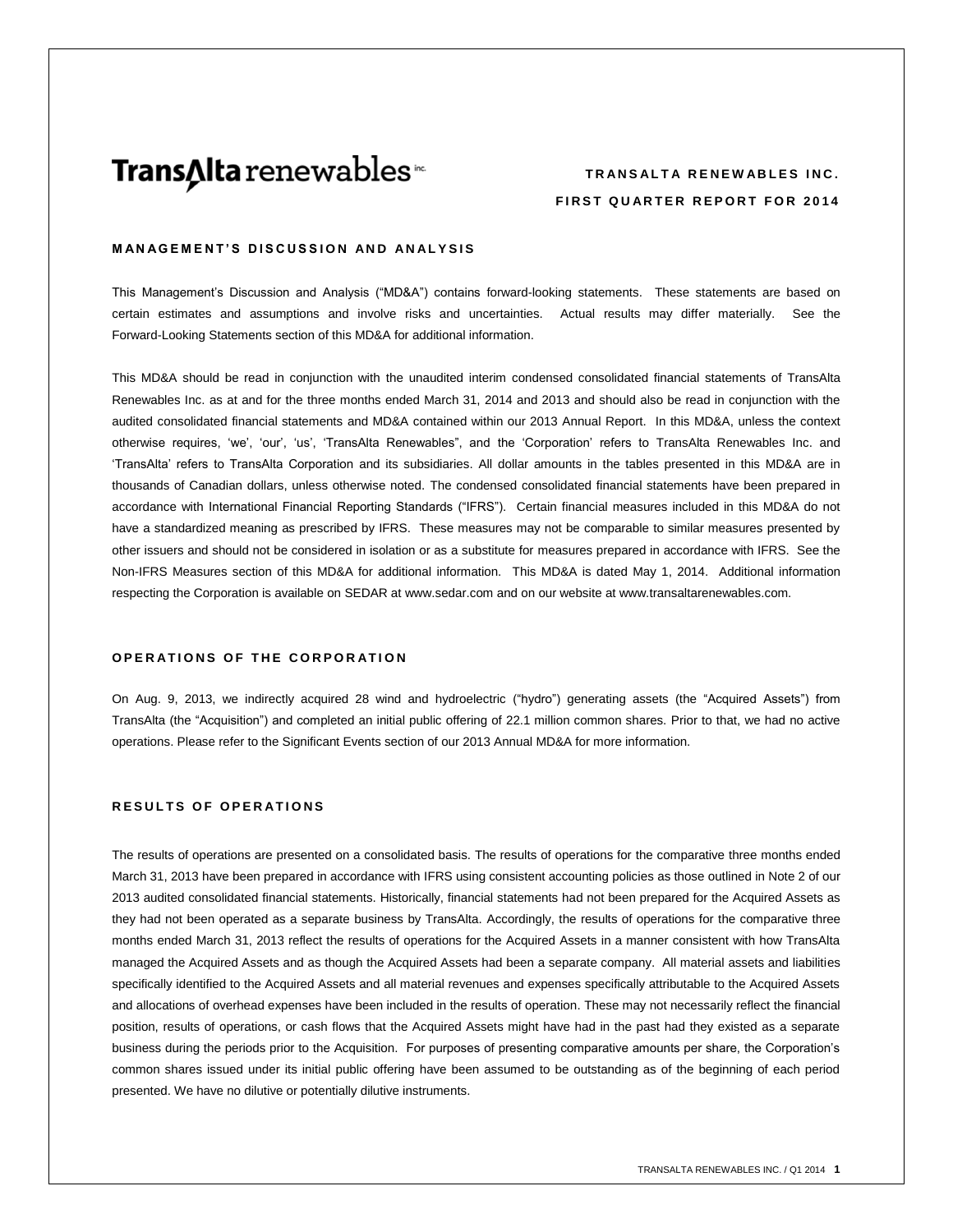# TransAlta renewables inc.

**TRANSALTA RENEWABLES INC.**
**FIRST QUARTER REPORT FOR 2014**

## MANAGEMENT'S DISCUSSION AND ANALYSIS

This Management's Discussion and Analysis ("MD&A") contains forward-looking statements. These statements are based on certain estimates and assumptions and involve risks and uncertainties. Actual results may differ materially. See the Forward-Looking Statements section of this MD&A for additional information.

This MD&A should be read in conjunction with the unaudited interim condensed consolidated financial statements of TransAlta Renewables Inc. as at and for the three months ended March 31, 2014 and 2013 and should also be read in conjunction with the audited consolidated financial statements and MD&A contained within our 2013 Annual Report. In this MD&A, unless the context otherwise requires, 'we', 'our', 'us', 'TransAlta Renewables", and the 'Corporation' refers to TransAlta Renewables Inc. and 'TransAlta' refers to TransAlta Corporation and its subsidiaries. All dollar amounts in the tables presented in this MD&A are in thousands of Canadian dollars, unless otherwise noted. The condensed consolidated financial statements have been prepared in accordance with International Financial Reporting Standards ("IFRS"). Certain financial measures included in this MD&A do not have a standardized meaning as prescribed by IFRS. These measures may not be comparable to similar measures presented by other issuers and should not be considered in isolation or as a substitute for measures prepared in accordance with IFRS. See the Non-IFRS Measures section of this MD&A for additional information. This MD&A is dated May 1, 2014. Additional information respecting the Corporation is available on SEDAR at www.sedar.com and on our website at www.transaltarenewables.com.

## OPERATIONS OF THE CORPORATION

On Aug. 9, 2013, we indirectly acquired 28 wind and hydroelectric ("hydro") generating assets (the "Acquired Assets") from TransAlta (the "Acquisition") and completed an initial public offering of 22.1 million common shares. Prior to that, we had no active operations. Please refer to the Significant Events section of our 2013 Annual MD&A for more information.

## RESULTS OF OPERATIONS

The results of operations are presented on a consolidated basis. The results of operations for the comparative three months ended March 31, 2013 have been prepared in accordance with IFRS using consistent accounting policies as those outlined in Note 2 of our 2013 audited consolidated financial statements. Historically, financial statements had not been prepared for the Acquired Assets as they had not been operated as a separate business by TransAlta. Accordingly, the results of operations for the comparative three months ended March 31, 2013 reflect the results of operations for the Acquired Assets in a manner consistent with how TransAlta managed the Acquired Assets and as though the Acquired Assets had been a separate company. All material assets and liabilities specifically identified to the Acquired Assets and all material revenues and expenses specifically attributable to the Acquired Assets and allocations of overhead expenses have been included in the results of operation. These may not necessarily reflect the financial position, results of operations, or cash flows that the Acquired Assets might have had in the past had they existed as a separate business during the periods prior to the Acquisition. For purposes of presenting comparative amounts per share, the Corporation's common shares issued under its initial public offering have been assumed to be outstanding as of the beginning of each period presented. We have no dilutive or potentially dilutive instruments.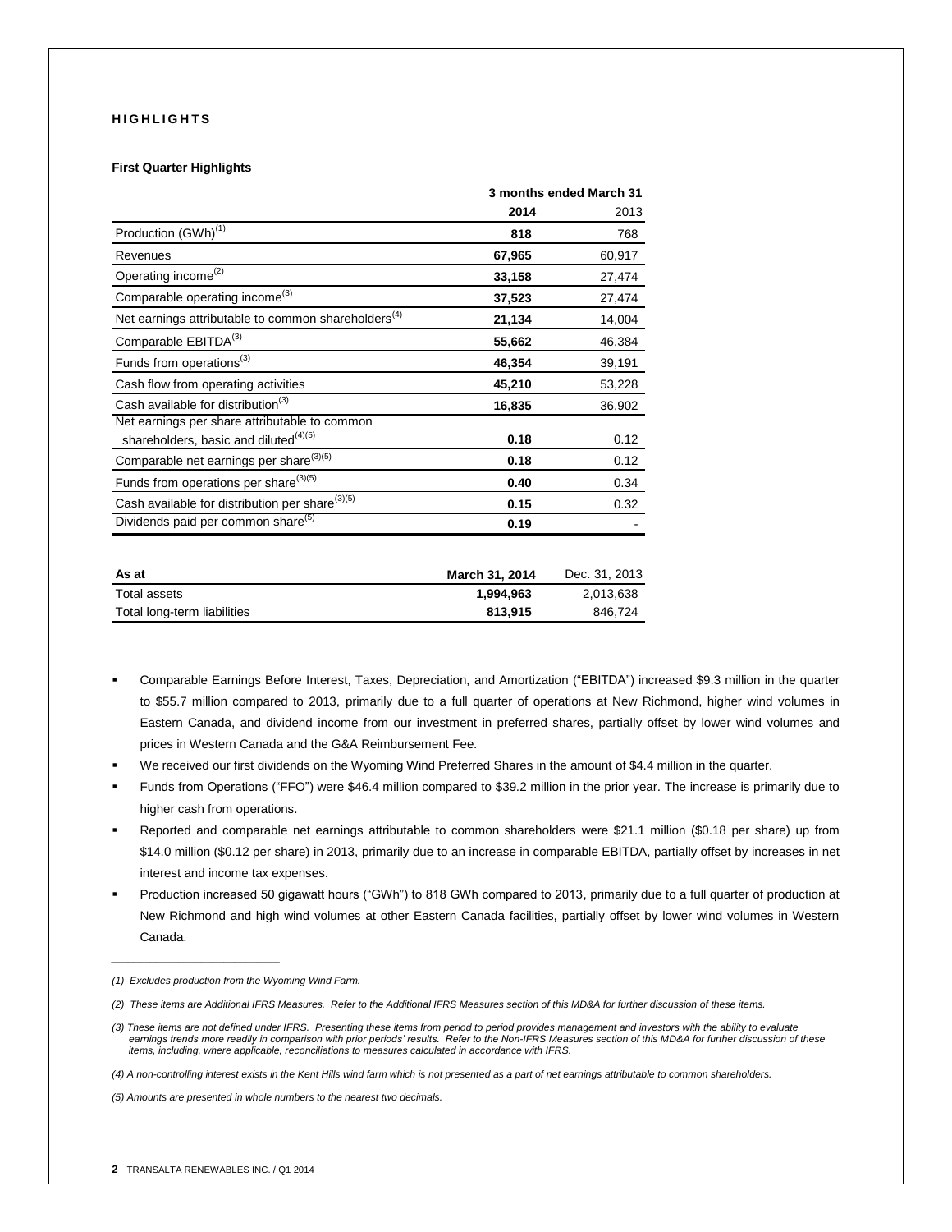## HIGHLIGHTS

### First Quarter Highlights

| | 3 months ended March 31 | |
|---|---|---|
| | **2014** | 2013 |
| Production (GWh)[1] | **818** | 768 |
| Revenues | **67,965** | 60,917 |
| Operating income[2] | **33,158** | 27,474 |
| Comparable operating income[3] | **37,523** | 27,474 |
| Net earnings attributable to common shareholders[4] | **21,134** | 14,004 |
| Comparable EBITDA[3] | **55,662** | 46,384 |
| Funds from operations[3] | **46,354** | 39,191 |
| Cash flow from operating activities | **45,210** | 53,228 |
| Cash available for distribution[3] | **16,835** | 36,902 |
| Net earnings per share attributable to common shareholders, basic and diluted[4][5] | **0.18** | 0.12 |
| Comparable net earnings per share[3][5] | **0.18** | 0.12 |
| Funds from operations per share[3][5] | **0.40** | 0.34 |
| Cash available for distribution per share[3][5] | **0.15** | 0.32 |
| Dividends paid per common share[5] | **0.19** | - |

| As at | March 31, 2014 | Dec. 31, 2013 |
|---|---|---|
| Total assets | **1,994,963** | 2,013,638 |
| Total long-term liabilities | **813,915** | 846,724 |

- Comparable Earnings Before Interest, Taxes, Depreciation, and Amortization ("EBITDA") increased $9.3 million in the quarter to $55.7 million compared to 2013, primarily due to a full quarter of operations at New Richmond, higher wind volumes in Eastern Canada, and dividend income from our investment in preferred shares, partially offset by lower wind volumes and prices in Western Canada and the G&A Reimbursement Fee.
- We received our first dividends on the Wyoming Wind Preferred Shares in the amount of $4.4 million in the quarter.
- Funds from Operations ("FFO") were $46.4 million compared to $39.2 million in the prior year. The increase is primarily due to higher cash from operations.
- Reported and comparable net earnings attributable to common shareholders were $21.1 million ($0.18 per share) up from $14.0 million ($0.12 per share) in 2013, primarily due to an increase in comparable EBITDA, partially offset by increases in net interest and income tax expenses.
- Production increased 50 gigawatt hours ("GWh") to 818 GWh compared to 2013, primarily due to a full quarter of production at New Richmond and high wind volumes at other Eastern Canada facilities, partially offset by lower wind volumes in Western Canada.

---

*(1) Excludes production from the Wyoming Wind Farm.*

*(2) These items are Additional IFRS Measures. Refer to the Additional IFRS Measures section of this MD&A for further discussion of these items.*

*(3) These items are not defined under IFRS. Presenting these items from period to period provides management and investors with the ability to evaluate earnings trends more readily in comparison with prior periods' results. Refer to the Non-IFRS Measures section of this MD&A for further discussion of these items, including, where applicable, reconciliations to measures calculated in accordance with IFRS.*

*(4) A non-controlling interest exists in the Kent Hills wind farm which is not presented as a part of net earnings attributable to common shareholders.*

*(5) Amounts are presented in whole numbers to the nearest two decimals.*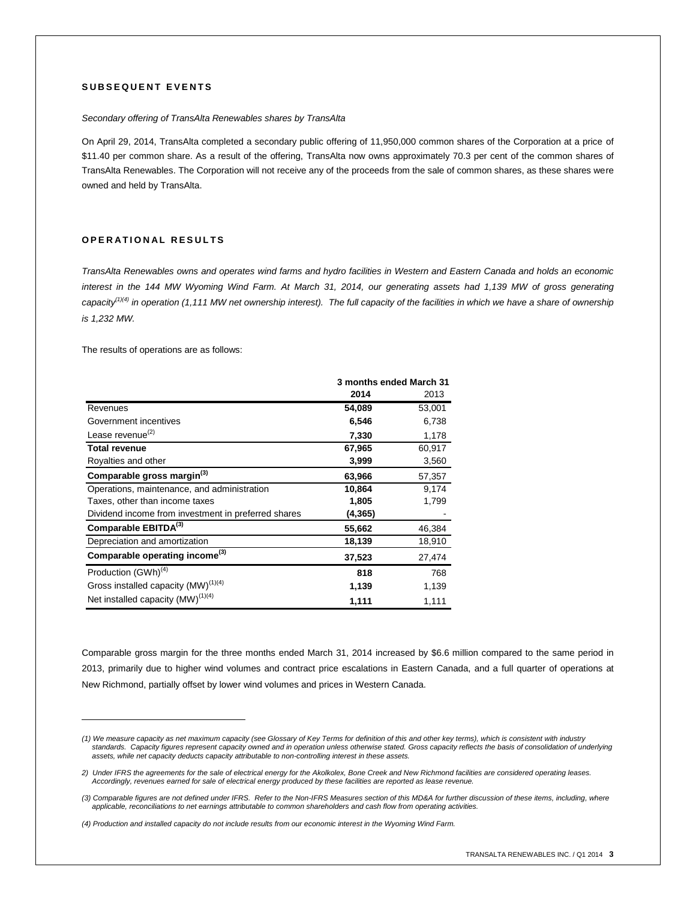## SUBSEQUENT EVENTS

*Secondary offering of TransAlta Renewables shares by TransAlta*

On April 29, 2014, TransAlta completed a secondary public offering of 11,950,000 common shares of the Corporation at a price of $11.40 per common share. As a result of the offering, TransAlta now owns approximately 70.3 per cent of the common shares of TransAlta Renewables. The Corporation will not receive any of the proceeds from the sale of common shares, as these shares were owned and held by TransAlta.

## OPERATIONAL RESULTS

*TransAlta Renewables owns and operates wind farms and hydro facilities in Western and Eastern Canada and holds an economic interest in the 144 MW Wyoming Wind Farm. At March 31, 2014, our generating assets had 1,139 MW of gross generating capacity[(1)(4)] in operation (1,111 MW net ownership interest). The full capacity of the facilities in which we have a share of ownership is 1,232 MW.*

The results of operations are as follows:

| | 3 months ended March 31 | |
|---|---|---|
| | **2014** | 2013 |
| Revenues | **54,089** | 53,001 |
| Government incentives | **6,546** | 6,738 |
| Lease revenue[(2)] | **7,330** | 1,178 |
| **Total revenue** | **67,965** | 60,917 |
| Royalties and other | **3,999** | 3,560 |
| **Comparable gross margin[(3)]** | **63,966** | 57,357 |
| Operations, maintenance, and administration | **10,864** | 9,174 |
| Taxes, other than income taxes | **1,805** | 1,799 |
| Dividend income from investment in preferred shares | **(4,365)** | - |
| **Comparable EBITDA[(3)]** | **55,662** | 46,384 |
| Depreciation and amortization | **18,139** | 18,910 |
| **Comparable operating income[(3)]** | **37,523** | 27,474 |
| Production (GWh)[(4)] | **818** | 768 |
| Gross installed capacity (MW)[(1)(4)] | **1,139** | 1,139 |
| Net installed capacity (MW)[(1)(4)] | **1,111** | 1,111 |

Comparable gross margin for the three months ended March 31, 2014 increased by $6.6 million compared to the same period in 2013, primarily due to higher wind volumes and contract price escalations in Eastern Canada, and a full quarter of operations at New Richmond, partially offset by lower wind volumes and prices in Western Canada.

*(1) We measure capacity as net maximum capacity (see Glossary of Key Terms for definition of this and other key terms), which is consistent with industry standards. Capacity figures represent capacity owned and in operation unless otherwise stated. Gross capacity reflects the basis of consolidation of underlying assets, while net capacity deducts capacity attributable to non-controlling interest in these assets.*

*2) Under IFRS the agreements for the sale of electrical energy for the Akolkolex, Bone Creek and New Richmond facilities are considered operating leases. Accordingly, revenues earned for sale of electrical energy produced by these facilities are reported as lease revenue.*

*(3) Comparable figures are not defined under IFRS. Refer to the Non-IFRS Measures section of this MD&A for further discussion of these items, including, where applicable, reconciliations to net earnings attributable to common shareholders and cash flow from operating activities.*

*(4) Production and installed capacity do not include results from our economic interest in the Wyoming Wind Farm.*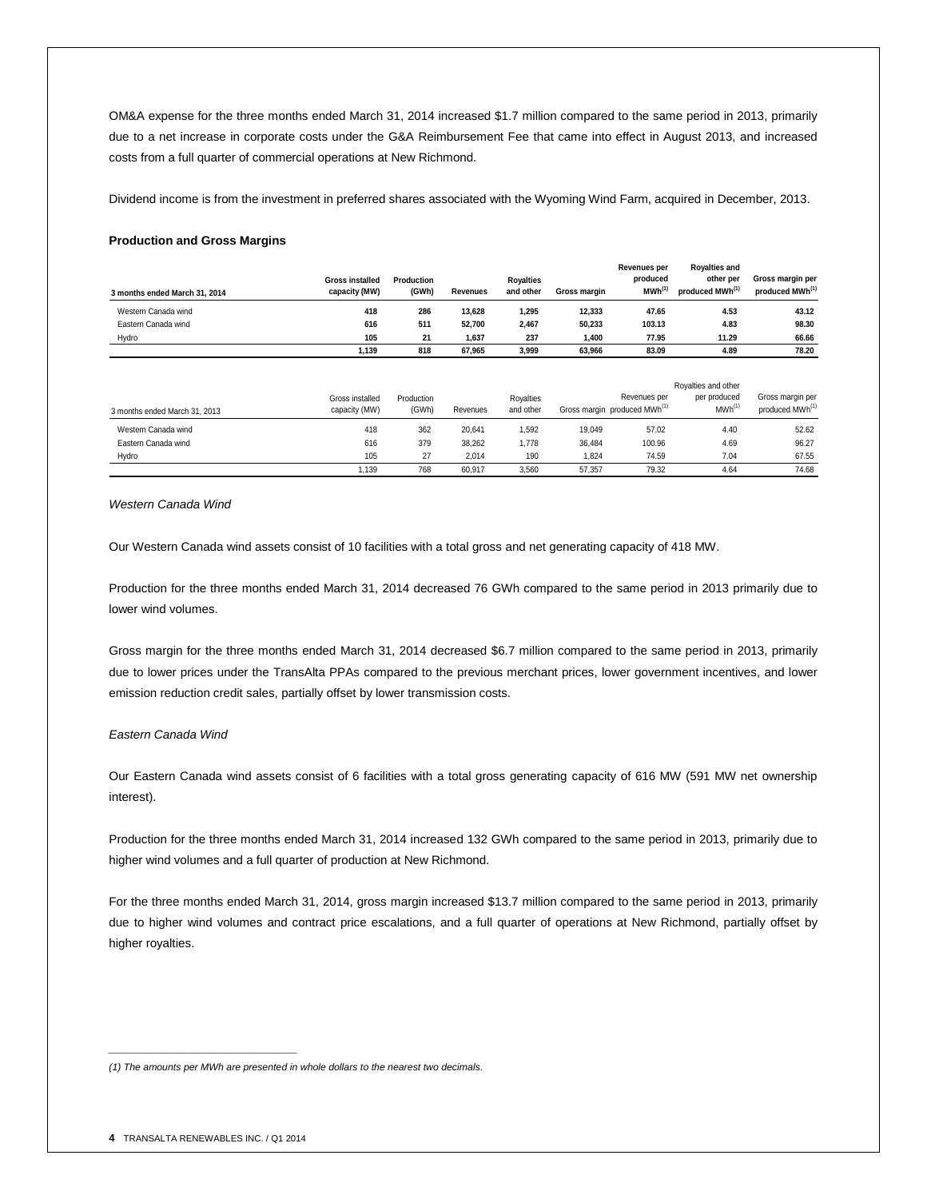OM&A expense for the three months ended March 31, 2014 increased $1.7 million compared to the same period in 2013, primarily due to a net increase in corporate costs under the G&A Reimbursement Fee that came into effect in August 2013, and increased costs from a full quarter of commercial operations at New Richmond.

Dividend income is from the investment in preferred shares associated with the Wyoming Wind Farm, acquired in December, 2013.

**Production and Gross Margins**

| **3 months ended March 31, 2014** | **Gross installed capacity (MW)** | **Production (GWh)** | **Revenues** | **Royalties and other** | **Gross margin** | **Revenues per produced MWh[1]** | **Royalties and other per produced MWh[1]** | **Gross margin per produced MWh[1]** |
|---|---|---|---|---|---|---|---|---|
| Western Canada wind | **418** | **286** | **13,628** | **1,295** | **12,333** | **47.65** | **4.53** | **43.12** |
| Eastern Canada wind | **616** | **511** | **52,700** | **2,467** | **50,233** | **103.13** | **4.83** | **98.30** |
| Hydro | **105** | **21** | **1,637** | **237** | **1,400** | **77.95** | **11.29** | **66.66** |
| | **1,139** | **818** | **67,965** | **3,999** | **63,966** | **83.09** | **4.89** | **78.20** |

| 3 months ended March 31, 2013 | Gross installed capacity (MW) | Production (GWh) | Revenues | Royalties and other | Gross margin | Revenues per produced MWh[1] | Royalties and other per produced MWh[1] | Gross margin per produced MWh[1] |
|---|---|---|---|---|---|---|---|---|
| Western Canada wind | 418 | 362 | 20,641 | 1,592 | 19,049 | 57.02 | 4.40 | 52.62 |
| Eastern Canada wind | 616 | 379 | 38,262 | 1,778 | 36,484 | 100.96 | 4.69 | 96.27 |
| Hydro | 105 | 27 | 2,014 | 190 | 1,824 | 74.59 | 7.04 | 67.55 |
| | 1,139 | 768 | 60,917 | 3,560 | 57,357 | 79.32 | 4.64 | 74.68 |

*Western Canada Wind*

Our Western Canada wind assets consist of 10 facilities with a total gross and net generating capacity of 418 MW.

Production for the three months ended March 31, 2014 decreased 76 GWh compared to the same period in 2013 primarily due to lower wind volumes.

Gross margin for the three months ended March 31, 2014 decreased $6.7 million compared to the same period in 2013, primarily due to lower prices under the TransAlta PPAs compared to the previous merchant prices, lower government incentives, and lower emission reduction credit sales, partially offset by lower transmission costs.

*Eastern Canada Wind*

Our Eastern Canada wind assets consist of 6 facilities with a total gross generating capacity of 616 MW (591 MW net ownership interest).

Production for the three months ended March 31, 2014 increased 132 GWh compared to the same period in 2013, primarily due to higher wind volumes and a full quarter of production at New Richmond.

For the three months ended March 31, 2014, gross margin increased $13.7 million compared to the same period in 2013, primarily due to higher wind volumes and contract price escalations, and a full quarter of operations at New Richmond, partially offset by higher royalties.

---

*(1) The amounts per MWh are presented in whole dollars to the nearest two decimals.*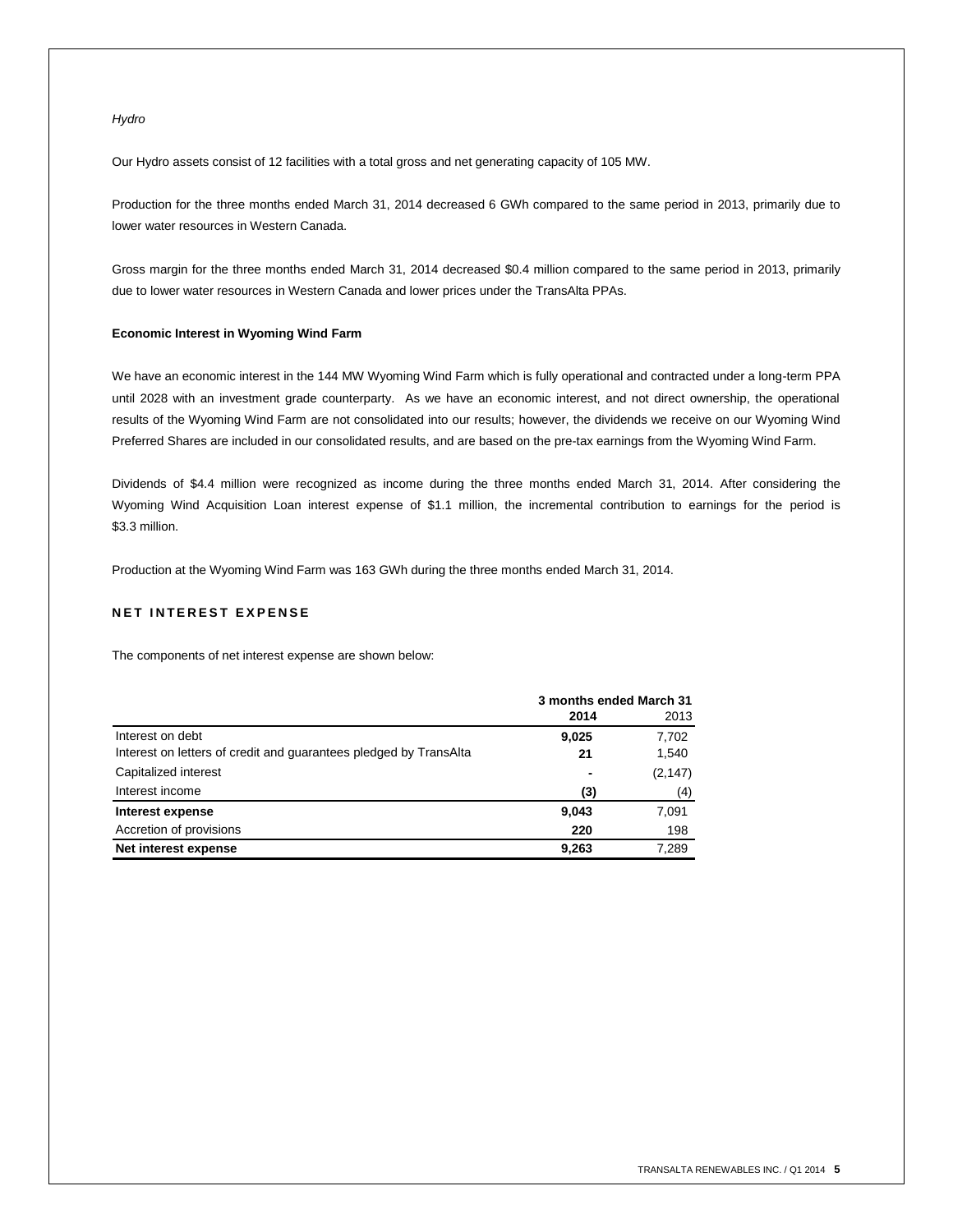*Hydro*

Our Hydro assets consist of 12 facilities with a total gross and net generating capacity of 105 MW.

Production for the three months ended March 31, 2014 decreased 6 GWh compared to the same period in 2013, primarily due to lower water resources in Western Canada.

Gross margin for the three months ended March 31, 2014 decreased $0.4 million compared to the same period in 2013, primarily due to lower water resources in Western Canada and lower prices under the TransAlta PPAs.

**Economic Interest in Wyoming Wind Farm**

We have an economic interest in the 144 MW Wyoming Wind Farm which is fully operational and contracted under a long-term PPA until 2028 with an investment grade counterparty. As we have an economic interest, and not direct ownership, the operational results of the Wyoming Wind Farm are not consolidated into our results; however, the dividends we receive on our Wyoming Wind Preferred Shares are included in our consolidated results, and are based on the pre-tax earnings from the Wyoming Wind Farm.

Dividends of $4.4 million were recognized as income during the three months ended March 31, 2014. After considering the Wyoming Wind Acquisition Loan interest expense of $1.1 million, the incremental contribution to earnings for the period is $3.3 million.

Production at the Wyoming Wind Farm was 163 GWh during the three months ended March 31, 2014.

## NET INTEREST EXPENSE

The components of net interest expense are shown below:

| | 3 months ended March 31 | |
|---|---|---|
| | **2014** | 2013 |
| Interest on debt | **9,025** | 7,702 |
| Interest on letters of credit and guarantees pledged by TransAlta | **21** | 1,540 |
| Capitalized interest | **-** | (2,147) |
| Interest income | **(3)** | (4) |
| **Interest expense** | **9,043** | 7,091 |
| Accretion of provisions | **220** | 198 |
| **Net interest expense** | **9,263** | 7,289 |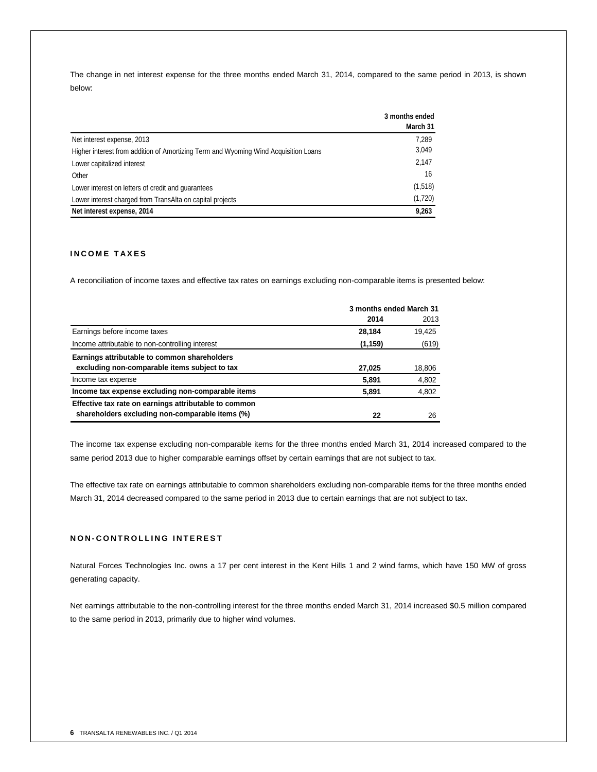The change in net interest expense for the three months ended March 31, 2014, compared to the same period in 2013, is shown below:

| | 3 months ended March 31 |
|---|---|
| Net interest expense, 2013 | 7,289 |
| Higher interest from addition of Amortizing Term and Wyoming Wind Acquisition Loans | 3,049 |
| Lower capitalized interest | 2,147 |
| Other | 16 |
| Lower interest on letters of credit and guarantees | (1,518) |
| Lower interest charged from TransAlta on capital projects | (1,720) |
| **Net interest expense, 2014** | **9,263** |

## INCOME TAXES

A reconciliation of income taxes and effective tax rates on earnings excluding non-comparable items is presented below:

| | 3 months ended March 31 | |
|---|---|---|
| | **2014** | 2013 |
| Earnings before income taxes | **28,184** | 19,425 |
| Income attributable to non-controlling interest | **(1,159)** | (619) |
| **Earnings attributable to common shareholders excluding non-comparable items subject to tax** | **27,025** | 18,806 |
| Income tax expense | **5,891** | 4,802 |
| **Income tax expense excluding non-comparable items** | **5,891** | 4,802 |
| **Effective tax rate on earnings attributable to common shareholders excluding non-comparable items (%)** | **22** | 26 |

The income tax expense excluding non-comparable items for the three months ended March 31, 2014 increased compared to the same period 2013 due to higher comparable earnings offset by certain earnings that are not subject to tax.

The effective tax rate on earnings attributable to common shareholders excluding non-comparable items for the three months ended March 31, 2014 decreased compared to the same period in 2013 due to certain earnings that are not subject to tax.

## NON-CONTROLLING INTEREST

Natural Forces Technologies Inc. owns a 17 per cent interest in the Kent Hills 1 and 2 wind farms, which have 150 MW of gross generating capacity.

Net earnings attributable to the non-controlling interest for the three months ended March 31, 2014 increased $0.5 million compared to the same period in 2013, primarily due to higher wind volumes.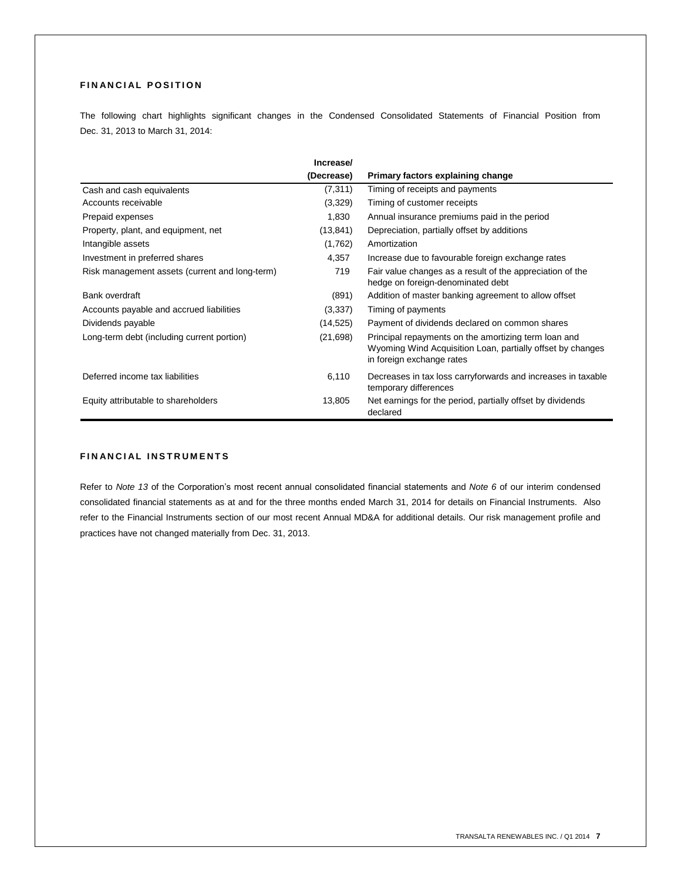## FINANCIAL POSITION

The following chart highlights significant changes in the Condensed Consolidated Statements of Financial Position from Dec. 31, 2013 to March 31, 2014:

| | Increase/ (Decrease) | Primary factors explaining change |
|---|---|---|
| Cash and cash equivalents | (7,311) | Timing of receipts and payments |
| Accounts receivable | (3,329) | Timing of customer receipts |
| Prepaid expenses | 1,830 | Annual insurance premiums paid in the period |
| Property, plant, and equipment, net | (13,841) | Depreciation, partially offset by additions |
| Intangible assets | (1,762) | Amortization |
| Investment in preferred shares | 4,357 | Increase due to favourable foreign exchange rates |
| Risk management assets (current and long-term) | 719 | Fair value changes as a result of the appreciation of the hedge on foreign-denominated debt |
| Bank overdraft | (891) | Addition of master banking agreement to allow offset |
| Accounts payable and accrued liabilities | (3,337) | Timing of payments |
| Dividends payable | (14,525) | Payment of dividends declared on common shares |
| Long-term debt (including current portion) | (21,698) | Principal repayments on the amortizing term loan and Wyoming Wind Acquisition Loan, partially offset by changes in foreign exchange rates |
| Deferred income tax liabilities | 6,110 | Decreases in tax loss carryforwards and increases in taxable temporary differences |
| Equity attributable to shareholders | 13,805 | Net earnings for the period, partially offset by dividends declared |

## FINANCIAL INSTRUMENTS

Refer to *Note 13* of the Corporation's most recent annual consolidated financial statements and *Note 6* of our interim condensed consolidated financial statements as at and for the three months ended March 31, 2014 for details on Financial Instruments. Also refer to the Financial Instruments section of our most recent Annual MD&A for additional details. Our risk management profile and practices have not changed materially from Dec. 31, 2013.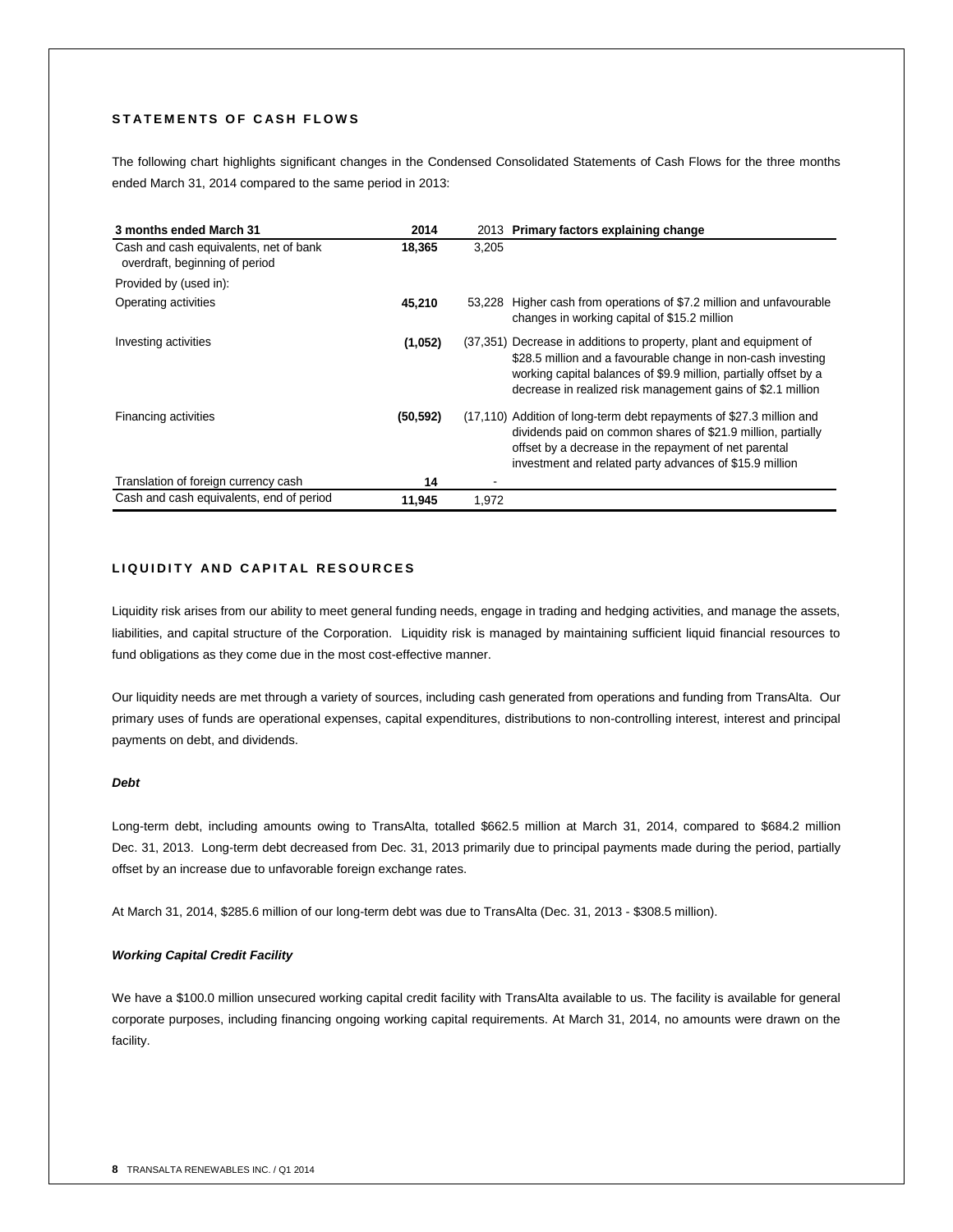## STATEMENTS OF CASH FLOWS

The following chart highlights significant changes in the Condensed Consolidated Statements of Cash Flows for the three months ended March 31, 2014 compared to the same period in 2013:

| 3 months ended March 31 | 2014 | 2013 | Primary factors explaining change |
|---|---|---|---|
| Cash and cash equivalents, net of bank overdraft, beginning of period | 18,365 | 3,205 | |
| Provided by (used in): | | | |
| Operating activities | 45,210 | 53,228 | Higher cash from operations of $7.2 million and unfavourable changes in working capital of $15.2 million |
| Investing activities | (1,052) | (37,351) | Decrease in additions to property, plant and equipment of $28.5 million and a favourable change in non-cash investing working capital balances of $9.9 million, partially offset by a decrease in realized risk management gains of $2.1 million |
| Financing activities | (50,592) | (17,110) | Addition of long-term debt repayments of $27.3 million and dividends paid on common shares of $21.9 million, partially offset by a decrease in the repayment of net parental investment and related party advances of $15.9 million |
| Translation of foreign currency cash | 14 | - | |
| Cash and cash equivalents, end of period | 11,945 | 1,972 | |

## LIQUIDITY AND CAPITAL RESOURCES

Liquidity risk arises from our ability to meet general funding needs, engage in trading and hedging activities, and manage the assets, liabilities, and capital structure of the Corporation. Liquidity risk is managed by maintaining sufficient liquid financial resources to fund obligations as they come due in the most cost-effective manner.

Our liquidity needs are met through a variety of sources, including cash generated from operations and funding from TransAlta. Our primary uses of funds are operational expenses, capital expenditures, distributions to non-controlling interest, interest and principal payments on debt, and dividends.

### *Debt*

Long-term debt, including amounts owing to TransAlta, totalled $662.5 million at March 31, 2014, compared to $684.2 million Dec. 31, 2013. Long-term debt decreased from Dec. 31, 2013 primarily due to principal payments made during the period, partially offset by an increase due to unfavorable foreign exchange rates.

At March 31, 2014, $285.6 million of our long-term debt was due to TransAlta (Dec. 31, 2013 - $308.5 million).

### *Working Capital Credit Facility*

We have a $100.0 million unsecured working capital credit facility with TransAlta available to us. The facility is available for general corporate purposes, including financing ongoing working capital requirements. At March 31, 2014, no amounts were drawn on the facility.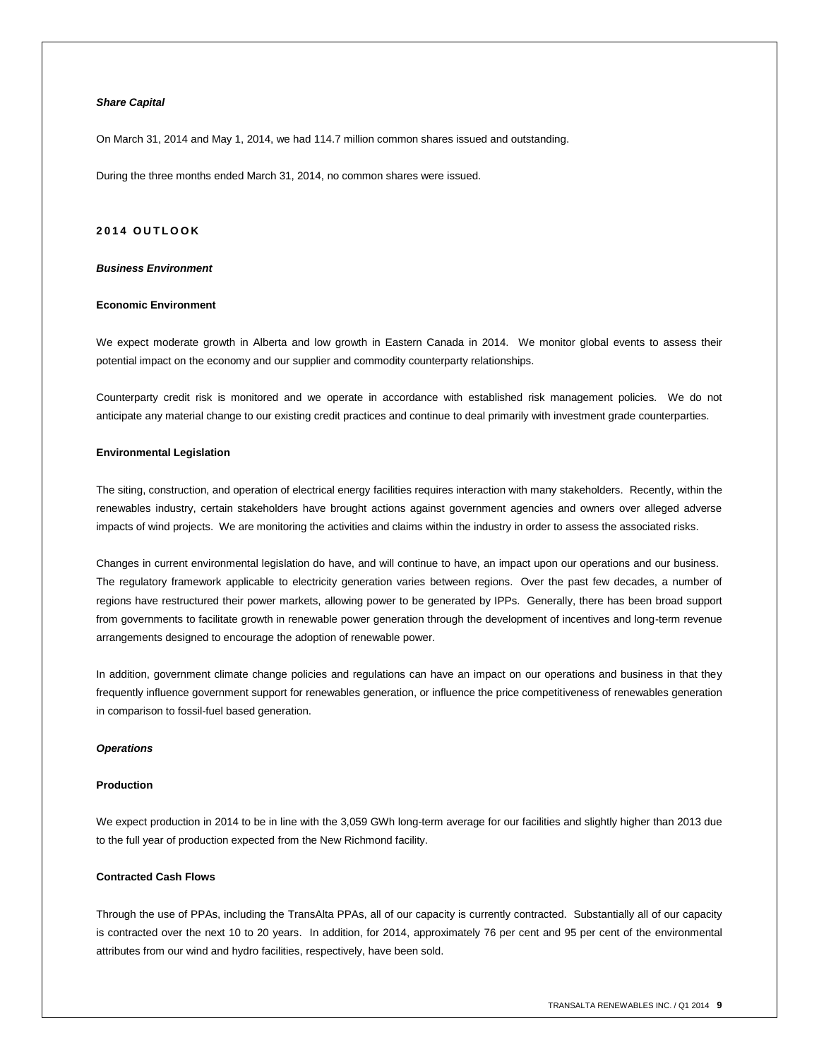***Share Capital***

On March 31, 2014 and May 1, 2014, we had 114.7 million common shares issued and outstanding.

During the three months ended March 31, 2014, no common shares were issued.

## 2014 OUTLOOK

***Business Environment***

**Economic Environment**

We expect moderate growth in Alberta and low growth in Eastern Canada in 2014. We monitor global events to assess their potential impact on the economy and our supplier and commodity counterparty relationships.

Counterparty credit risk is monitored and we operate in accordance with established risk management policies. We do not anticipate any material change to our existing credit practices and continue to deal primarily with investment grade counterparties.

**Environmental Legislation**

The siting, construction, and operation of electrical energy facilities requires interaction with many stakeholders. Recently, within the renewables industry, certain stakeholders have brought actions against government agencies and owners over alleged adverse impacts of wind projects. We are monitoring the activities and claims within the industry in order to assess the associated risks.

Changes in current environmental legislation do have, and will continue to have, an impact upon our operations and our business. The regulatory framework applicable to electricity generation varies between regions. Over the past few decades, a number of regions have restructured their power markets, allowing power to be generated by IPPs. Generally, there has been broad support from governments to facilitate growth in renewable power generation through the development of incentives and long-term revenue arrangements designed to encourage the adoption of renewable power.

In addition, government climate change policies and regulations can have an impact on our operations and business in that they frequently influence government support for renewables generation, or influence the price competitiveness of renewables generation in comparison to fossil-fuel based generation.

***Operations***

**Production**

We expect production in 2014 to be in line with the 3,059 GWh long-term average for our facilities and slightly higher than 2013 due to the full year of production expected from the New Richmond facility.

**Contracted Cash Flows**

Through the use of PPAs, including the TransAlta PPAs, all of our capacity is currently contracted. Substantially all of our capacity is contracted over the next 10 to 20 years. In addition, for 2014, approximately 76 per cent and 95 per cent of the environmental attributes from our wind and hydro facilities, respectively, have been sold.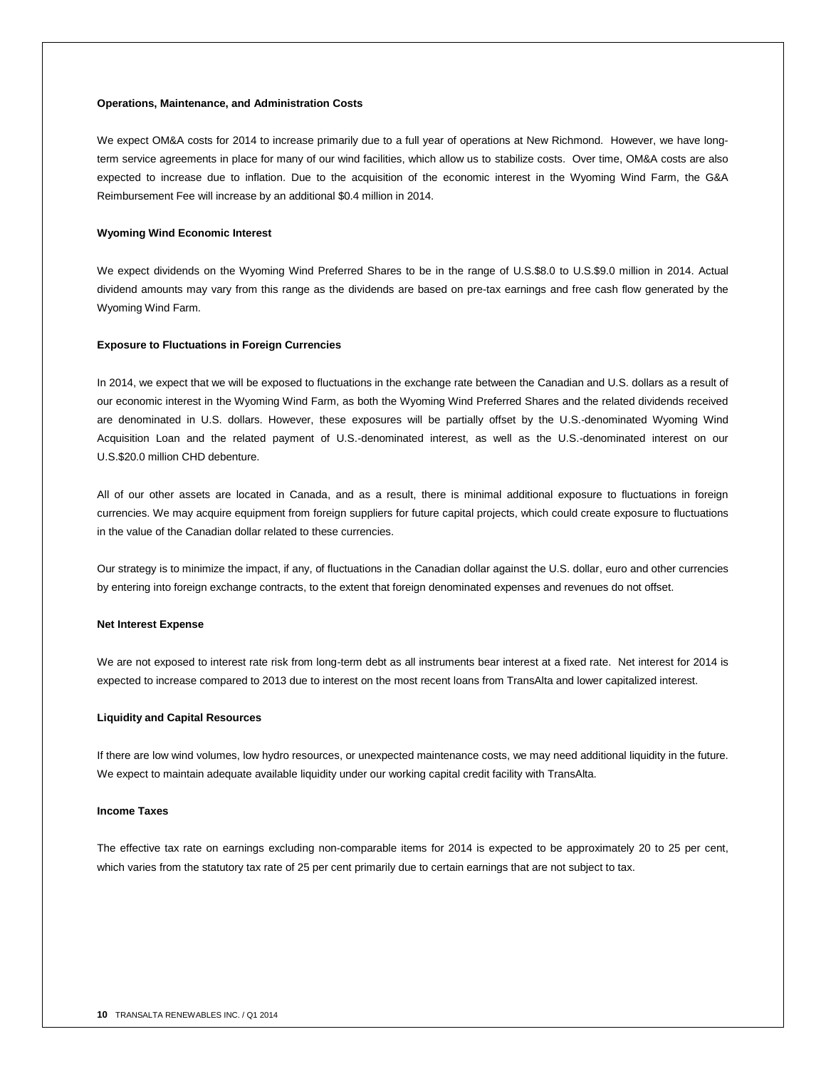### Operations, Maintenance, and Administration Costs

We expect OM&A costs for 2014 to increase primarily due to a full year of operations at New Richmond. However, we have long-term service agreements in place for many of our wind facilities, which allow us to stabilize costs. Over time, OM&A costs are also expected to increase due to inflation. Due to the acquisition of the economic interest in the Wyoming Wind Farm, the G&A Reimbursement Fee will increase by an additional $0.4 million in 2014.

### Wyoming Wind Economic Interest

We expect dividends on the Wyoming Wind Preferred Shares to be in the range of U.S.$8.0 to U.S.$9.0 million in 2014. Actual dividend amounts may vary from this range as the dividends are based on pre-tax earnings and free cash flow generated by the Wyoming Wind Farm.

### Exposure to Fluctuations in Foreign Currencies

In 2014, we expect that we will be exposed to fluctuations in the exchange rate between the Canadian and U.S. dollars as a result of our economic interest in the Wyoming Wind Farm, as both the Wyoming Wind Preferred Shares and the related dividends received are denominated in U.S. dollars. However, these exposures will be partially offset by the U.S.-denominated Wyoming Wind Acquisition Loan and the related payment of U.S.-denominated interest, as well as the U.S.-denominated interest on our U.S.$20.0 million CHD debenture.

All of our other assets are located in Canada, and as a result, there is minimal additional exposure to fluctuations in foreign currencies. We may acquire equipment from foreign suppliers for future capital projects, which could create exposure to fluctuations in the value of the Canadian dollar related to these currencies.

Our strategy is to minimize the impact, if any, of fluctuations in the Canadian dollar against the U.S. dollar, euro and other currencies by entering into foreign exchange contracts, to the extent that foreign denominated expenses and revenues do not offset.

### Net Interest Expense

We are not exposed to interest rate risk from long-term debt as all instruments bear interest at a fixed rate. Net interest for 2014 is expected to increase compared to 2013 due to interest on the most recent loans from TransAlta and lower capitalized interest.

### Liquidity and Capital Resources

If there are low wind volumes, low hydro resources, or unexpected maintenance costs, we may need additional liquidity in the future. We expect to maintain adequate available liquidity under our working capital credit facility with TransAlta.

### Income Taxes

The effective tax rate on earnings excluding non-comparable items for 2014 is expected to be approximately 20 to 25 per cent, which varies from the statutory tax rate of 25 per cent primarily due to certain earnings that are not subject to tax.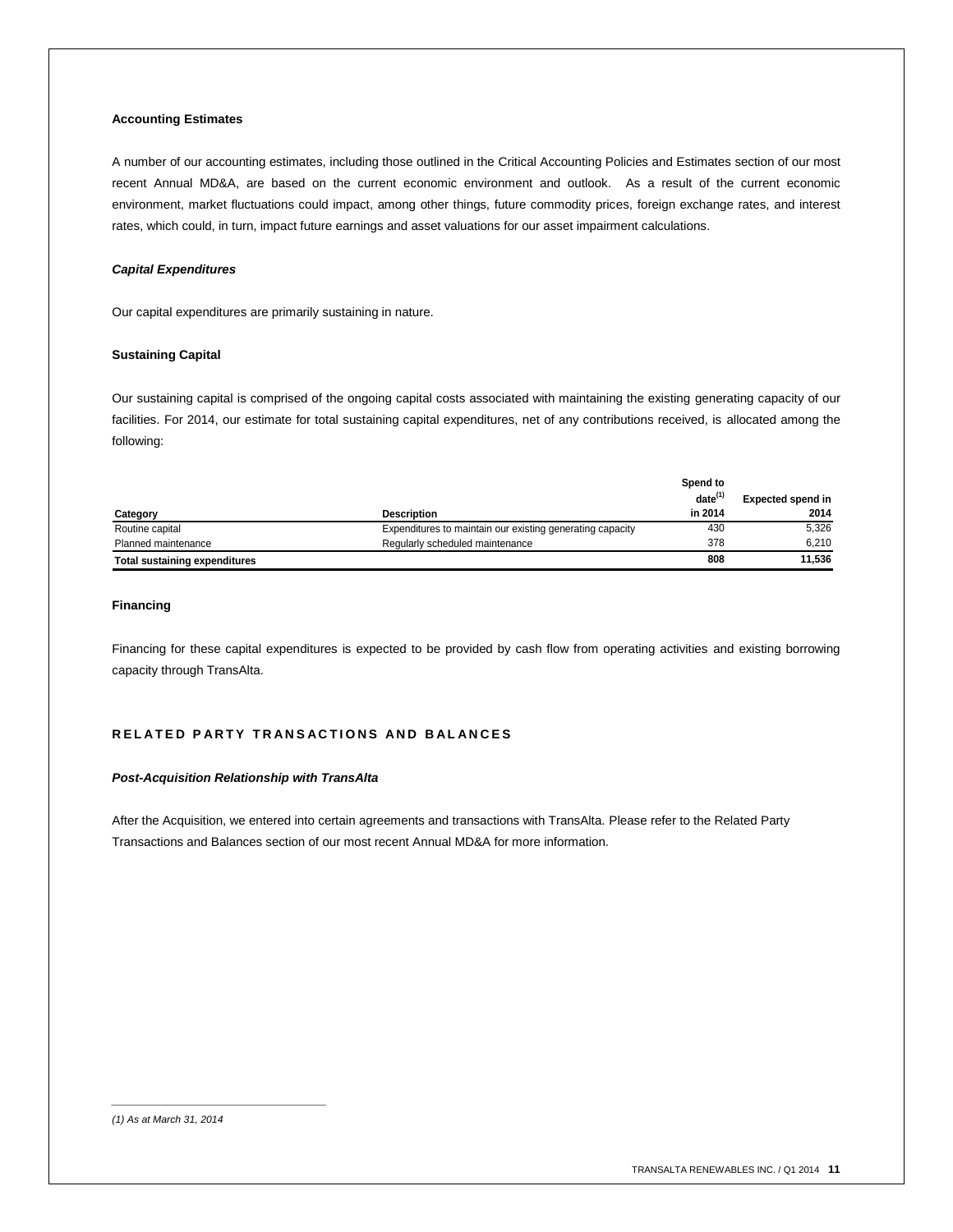### Accounting Estimates

A number of our accounting estimates, including those outlined in the Critical Accounting Policies and Estimates section of our most recent Annual MD&A, are based on the current economic environment and outlook. As a result of the current economic environment, market fluctuations could impact, among other things, future commodity prices, foreign exchange rates, and interest rates, which could, in turn, impact future earnings and asset valuations for our asset impairment calculations.

### *Capital Expenditures*

Our capital expenditures are primarily sustaining in nature.

### Sustaining Capital

Our sustaining capital is comprised of the ongoing capital costs associated with maintaining the existing generating capacity of our facilities. For 2014, our estimate for total sustaining capital expenditures, net of any contributions received, is allocated among the following:

| Category | Description | Spend to date[1] in 2014 | Expected spend in 2014 |
|---|---|---|---|
| Routine capital | Expenditures to maintain our existing generating capacity | 430 | 5,326 |
| Planned maintenance | Regularly scheduled maintenance | 378 | 6,210 |
| **Total sustaining expenditures** | | **808** | **11,536** |

### Financing

Financing for these capital expenditures is expected to be provided by cash flow from operating activities and existing borrowing capacity through TransAlta.

## RELATED PARTY TRANSACTIONS AND BALANCES

### *Post-Acquisition Relationship with TransAlta*

After the Acquisition, we entered into certain agreements and transactions with TransAlta. Please refer to the Related Party Transactions and Balances section of our most recent Annual MD&A for more information.

---

*(1) As at March 31, 2014*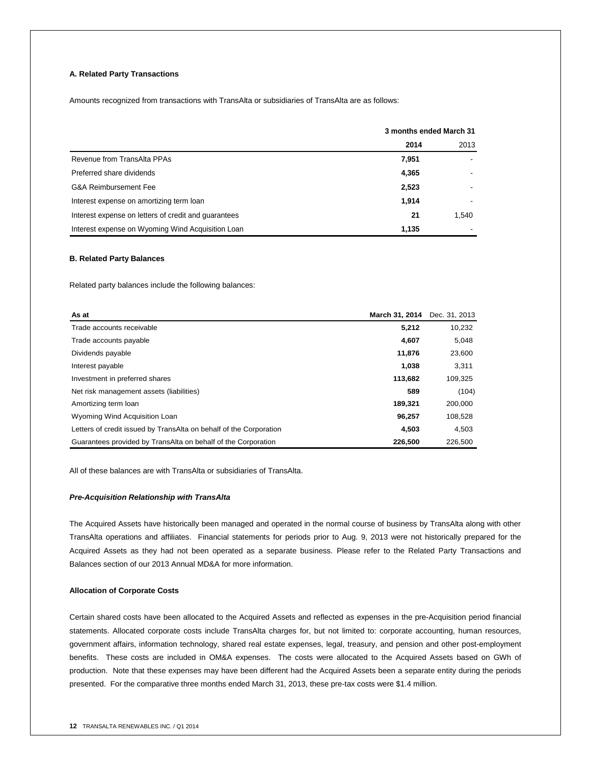#### A. Related Party Transactions

Amounts recognized from transactions with TransAlta or subsidiaries of TransAlta are as follows:

| | **3 months ended March 31** | |
|---|---|---|
| | **2014** | 2013 |
| Revenue from TransAlta PPAs | **7,951** | - |
| Preferred share dividends | **4,365** | - |
| G&A Reimbursement Fee | **2,523** | - |
| Interest expense on amortizing term loan | **1,914** | - |
| Interest expense on letters of credit and guarantees | **21** | 1,540 |
| Interest expense on Wyoming Wind Acquisition Loan | **1,135** | - |

#### B. Related Party Balances

Related party balances include the following balances:

| As at | March 31, 2014 | Dec. 31, 2013 |
|---|---|---|
| Trade accounts receivable | **5,212** | 10,232 |
| Trade accounts payable | **4,607** | 5,048 |
| Dividends payable | **11,876** | 23,600 |
| Interest payable | **1,038** | 3,311 |
| Investment in preferred shares | **113,682** | 109,325 |
| Net risk management assets (liabilities) | **589** | (104) |
| Amortizing term loan | **189,321** | 200,000 |
| Wyoming Wind Acquisition Loan | **96,257** | 108,528 |
| Letters of credit issued by TransAlta on behalf of the Corporation | **4,503** | 4,503 |
| Guarantees provided by TransAlta on behalf of the Corporation | **226,500** | 226,500 |

All of these balances are with TransAlta or subsidiaries of TransAlta.

#### *Pre-Acquisition Relationship with TransAlta*

The Acquired Assets have historically been managed and operated in the normal course of business by TransAlta along with other TransAlta operations and affiliates. Financial statements for periods prior to Aug. 9, 2013 were not historically prepared for the Acquired Assets as they had not been operated as a separate business. Please refer to the Related Party Transactions and Balances section of our 2013 Annual MD&A for more information.

#### Allocation of Corporate Costs

Certain shared costs have been allocated to the Acquired Assets and reflected as expenses in the pre-Acquisition period financial statements. Allocated corporate costs include TransAlta charges for, but not limited to: corporate accounting, human resources, government affairs, information technology, shared real estate expenses, legal, treasury, and pension and other post-employment benefits. These costs are included in OM&A expenses. The costs were allocated to the Acquired Assets based on GWh of production. Note that these expenses may have been different had the Acquired Assets been a separate entity during the periods presented. For the comparative three months ended March 31, 2013, these pre-tax costs were $1.4 million.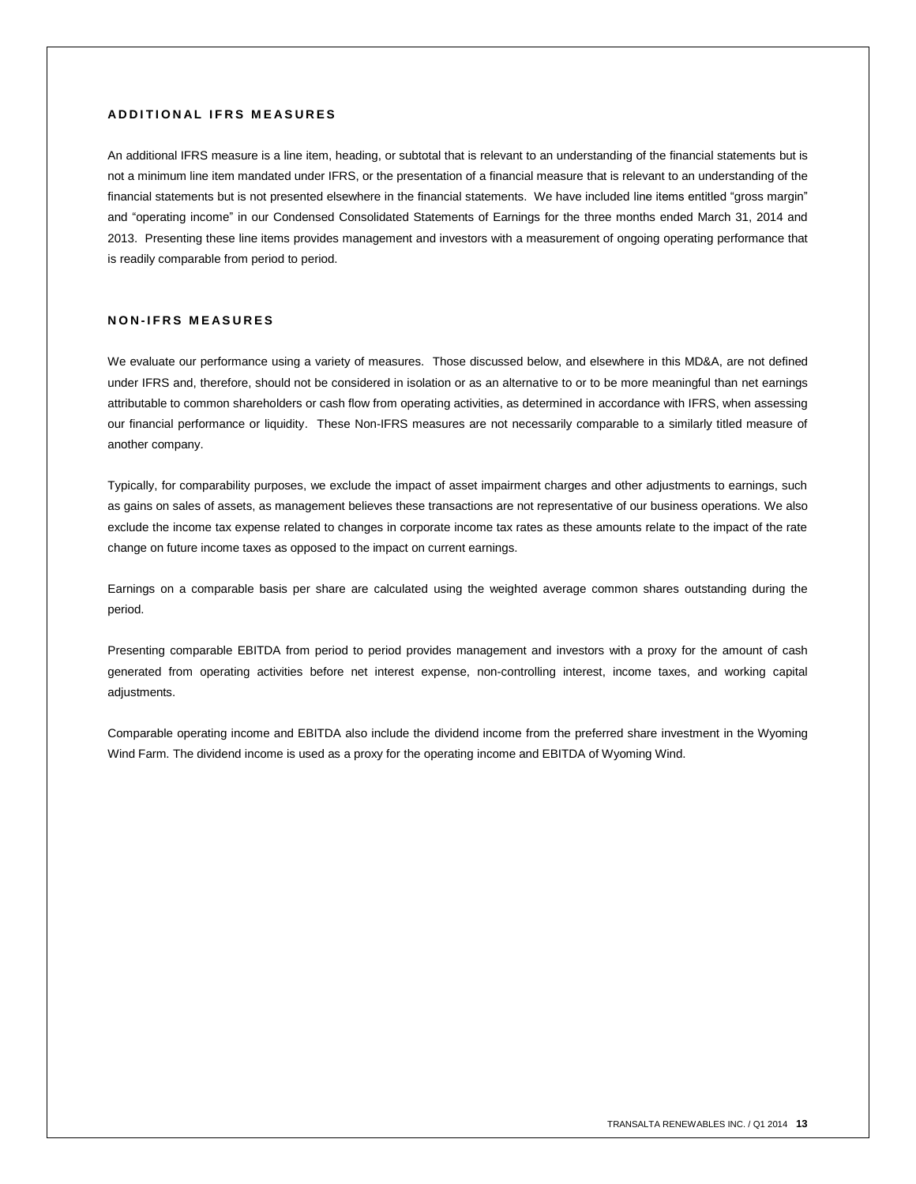## ADDITIONAL IFRS MEASURES

An additional IFRS measure is a line item, heading, or subtotal that is relevant to an understanding of the financial statements but is not a minimum line item mandated under IFRS, or the presentation of a financial measure that is relevant to an understanding of the financial statements but is not presented elsewhere in the financial statements. We have included line items entitled "gross margin" and "operating income" in our Condensed Consolidated Statements of Earnings for the three months ended March 31, 2014 and 2013. Presenting these line items provides management and investors with a measurement of ongoing operating performance that is readily comparable from period to period.

## NON-IFRS MEASURES

We evaluate our performance using a variety of measures. Those discussed below, and elsewhere in this MD&A, are not defined under IFRS and, therefore, should not be considered in isolation or as an alternative to or to be more meaningful than net earnings attributable to common shareholders or cash flow from operating activities, as determined in accordance with IFRS, when assessing our financial performance or liquidity. These Non-IFRS measures are not necessarily comparable to a similarly titled measure of another company.

Typically, for comparability purposes, we exclude the impact of asset impairment charges and other adjustments to earnings, such as gains on sales of assets, as management believes these transactions are not representative of our business operations. We also exclude the income tax expense related to changes in corporate income tax rates as these amounts relate to the impact of the rate change on future income taxes as opposed to the impact on current earnings.

Earnings on a comparable basis per share are calculated using the weighted average common shares outstanding during the period.

Presenting comparable EBITDA from period to period provides management and investors with a proxy for the amount of cash generated from operating activities before net interest expense, non-controlling interest, income taxes, and working capital adjustments.

Comparable operating income and EBITDA also include the dividend income from the preferred share investment in the Wyoming Wind Farm. The dividend income is used as a proxy for the operating income and EBITDA of Wyoming Wind.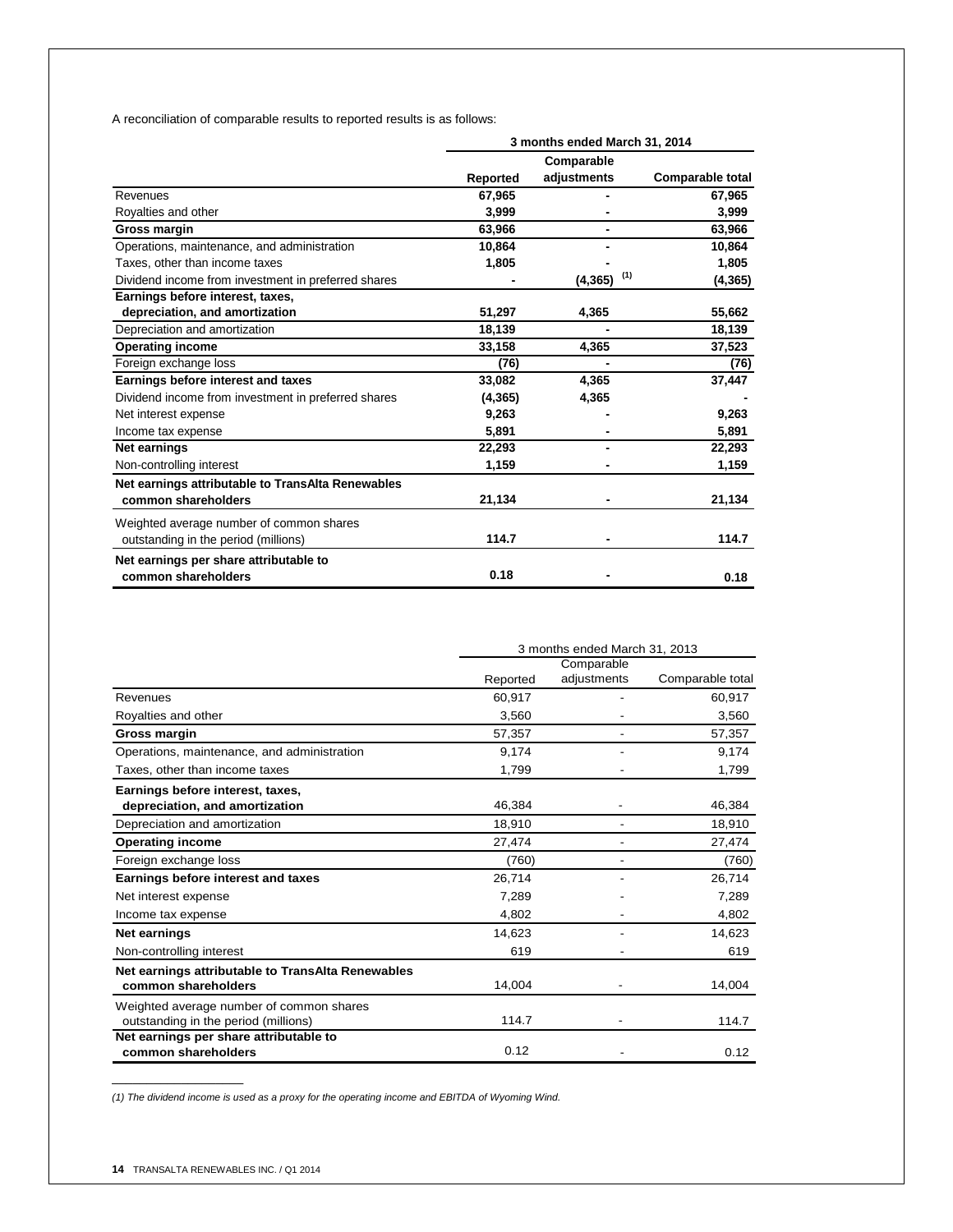A reconciliation of comparable results to reported results is as follows:

| | 3 months ended March 31, 2014 | | |
|---|---|---|---|
| | **Reported** | **Comparable adjustments** | **Comparable total** |
| Revenues | **67,965** | **-** | **67,965** |
| Royalties and other | **3,999** | **-** | **3,999** |
| **Gross margin** | **63,966** | **-** | **63,966** |
| Operations, maintenance, and administration | **10,864** | **-** | **10,864** |
| Taxes, other than income taxes | **1,805** | **-** | **1,805** |
| Dividend income from investment in preferred shares | **-** | **(4,365)** [1] | **(4,365)** |
| **Earnings before interest, taxes, depreciation, and amortization** | **51,297** | **4,365** | **55,662** |
| Depreciation and amortization | **18,139** | **-** | **18,139** |
| **Operating income** | **33,158** | **4,365** | **37,523** |
| Foreign exchange loss | **(76)** | **-** | **(76)** |
| **Earnings before interest and taxes** | **33,082** | **4,365** | **37,447** |
| Dividend income from investment in preferred shares | **(4,365)** | **4,365** | **-** |
| Net interest expense | **9,263** | **-** | **9,263** |
| Income tax expense | **5,891** | **-** | **5,891** |
| **Net earnings** | **22,293** | **-** | **22,293** |
| Non-controlling interest | **1,159** | **-** | **1,159** |
| **Net earnings attributable to TransAlta Renewables common shareholders** | **21,134** | **-** | **21,134** |
| Weighted average number of common shares outstanding in the period (millions) | **114.7** | **-** | **114.7** |
| **Net earnings per share attributable to common shareholders** | **0.18** | **-** | **0.18** |

| | 3 months ended March 31, 2013 | | |
|---|---|---|---|
| | Reported | Comparable adjustments | Comparable total |
| Revenues | 60,917 | - | 60,917 |
| Royalties and other | 3,560 | - | 3,560 |
| **Gross margin** | 57,357 | - | 57,357 |
| Operations, maintenance, and administration | 9,174 | - | 9,174 |
| Taxes, other than income taxes | 1,799 | - | 1,799 |
| **Earnings before interest, taxes, depreciation, and amortization** | 46,384 | - | 46,384 |
| Depreciation and amortization | 18,910 | - | 18,910 |
| **Operating income** | 27,474 | - | 27,474 |
| Foreign exchange loss | (760) | - | (760) |
| **Earnings before interest and taxes** | 26,714 | - | 26,714 |
| Net interest expense | 7,289 | - | 7,289 |
| Income tax expense | 4,802 | - | 4,802 |
| **Net earnings** | 14,623 | - | 14,623 |
| Non-controlling interest | 619 | - | 619 |
| **Net earnings attributable to TransAlta Renewables common shareholders** | 14,004 | - | 14,004 |
| Weighted average number of common shares outstanding in the period (millions) | 114.7 | - | 114.7 |
| **Net earnings per share attributable to common shareholders** | 0.12 | - | 0.12 |

*(1) The dividend income is used as a proxy for the operating income and EBITDA of Wyoming Wind.*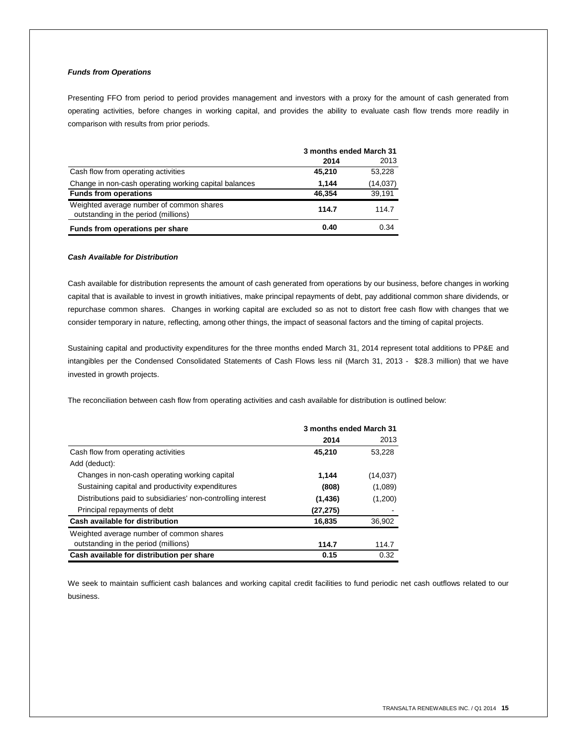***Funds from Operations***

Presenting FFO from period to period provides management and investors with a proxy for the amount of cash generated from operating activities, before changes in working capital, and provides the ability to evaluate cash flow trends more readily in comparison with results from prior periods.

| | 3 months ended March 31 | |
|---|---|---|
| | **2014** | 2013 |
| Cash flow from operating activities | **45,210** | 53,228 |
| Change in non-cash operating working capital balances | **1,144** | (14,037) |
| **Funds from operations** | **46,354** | 39,191 |
| Weighted average number of common shares outstanding in the period (millions) | **114.7** | 114.7 |
| **Funds from operations per share** | **0.40** | 0.34 |

***Cash Available for Distribution***

Cash available for distribution represents the amount of cash generated from operations by our business, before changes in working capital that is available to invest in growth initiatives, make principal repayments of debt, pay additional common share dividends, or repurchase common shares. Changes in working capital are excluded so as not to distort free cash flow with changes that we consider temporary in nature, reflecting, among other things, the impact of seasonal factors and the timing of capital projects.

Sustaining capital and productivity expenditures for the three months ended March 31, 2014 represent total additions to PP&E and intangibles per the Condensed Consolidated Statements of Cash Flows less nil (March 31, 2013 - $28.3 million) that we have invested in growth projects.

The reconciliation between cash flow from operating activities and cash available for distribution is outlined below:

| | 3 months ended March 31 | |
|---|---|---|
| | **2014** | 2013 |
| Cash flow from operating activities | **45,210** | 53,228 |
| Add (deduct): | | |
| Changes in non-cash operating working capital | **1,144** | (14,037) |
| Sustaining capital and productivity expenditures | **(808)** | (1,089) |
| Distributions paid to subsidiaries' non-controlling interest | **(1,436)** | (1,200) |
| Principal repayments of debt | **(27,275)** | - |
| **Cash available for distribution** | **16,835** | 36,902 |
| Weighted average number of common shares outstanding in the period (millions) | **114.7** | 114.7 |
| **Cash available for distribution per share** | **0.15** | 0.32 |

We seek to maintain sufficient cash balances and working capital credit facilities to fund periodic net cash outflows related to our business.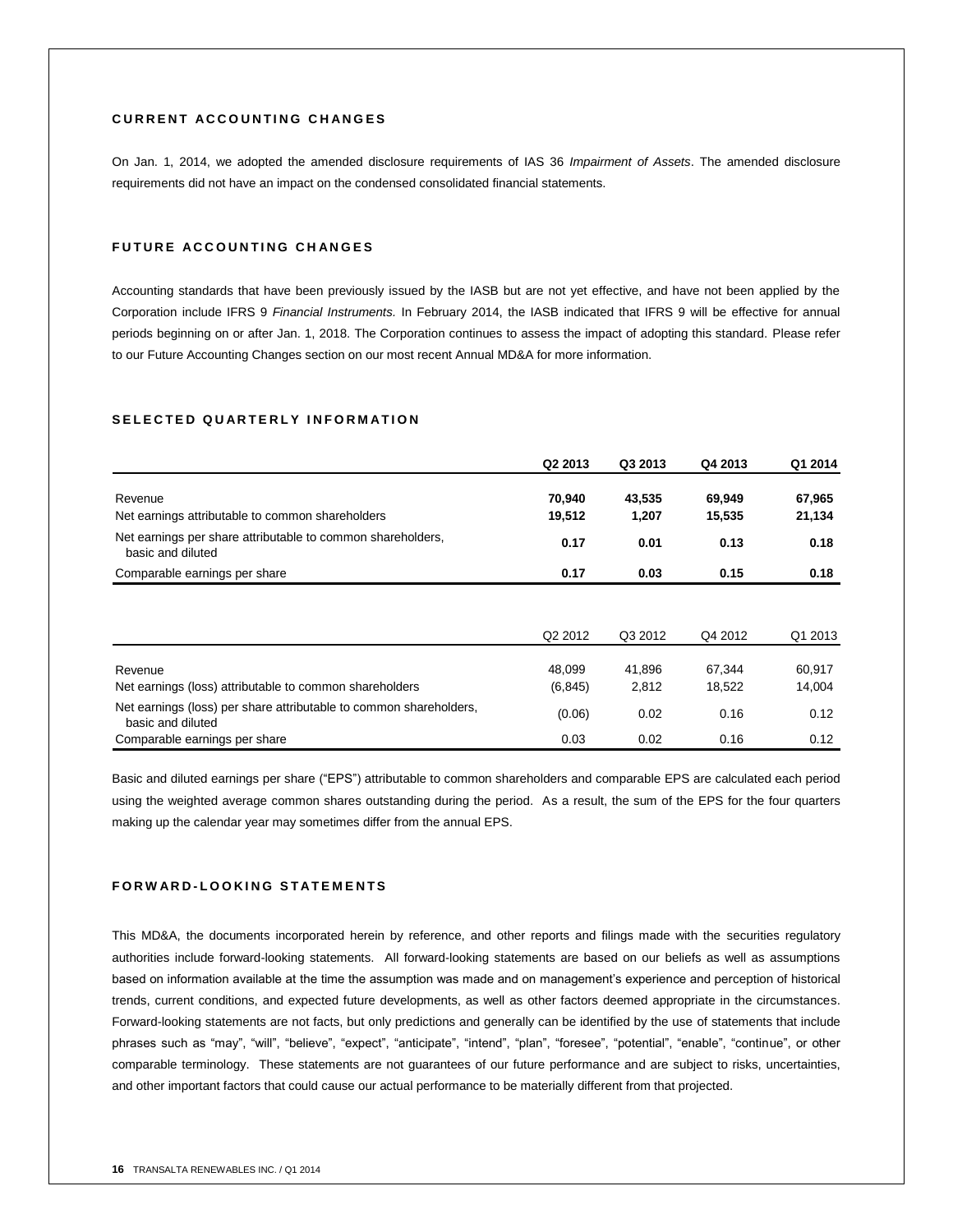## CURRENT ACCOUNTING CHANGES

On Jan. 1, 2014, we adopted the amended disclosure requirements of IAS 36 *Impairment of Assets*. The amended disclosure requirements did not have an impact on the condensed consolidated financial statements.

## FUTURE ACCOUNTING CHANGES

Accounting standards that have been previously issued by the IASB but are not yet effective, and have not been applied by the Corporation include IFRS 9 *Financial Instruments.* In February 2014, the IASB indicated that IFRS 9 will be effective for annual periods beginning on or after Jan. 1, 2018. The Corporation continues to assess the impact of adopting this standard. Please refer to our Future Accounting Changes section on our most recent Annual MD&A for more information.

## SELECTED QUARTERLY INFORMATION

| | Q2 2013 | Q3 2013 | Q4 2013 | Q1 2014 |
|---|---|---|---|---|
| Revenue | **70,940** | **43,535** | **69,949** | **67,965** |
| Net earnings attributable to common shareholders | **19,512** | **1,207** | **15,535** | **21,134** |
| Net earnings per share attributable to common shareholders, basic and diluted | **0.17** | **0.01** | **0.13** | **0.18** |
| Comparable earnings per share | **0.17** | **0.03** | **0.15** | **0.18** |

| | Q2 2012 | Q3 2012 | Q4 2012 | Q1 2013 |
|---|---|---|---|---|
| Revenue | 48,099 | 41,896 | 67,344 | 60,917 |
| Net earnings (loss) attributable to common shareholders | (6,845) | 2,812 | 18,522 | 14,004 |
| Net earnings (loss) per share attributable to common shareholders, basic and diluted | (0.06) | 0.02 | 0.16 | 0.12 |
| Comparable earnings per share | 0.03 | 0.02 | 0.16 | 0.12 |

Basic and diluted earnings per share ("EPS") attributable to common shareholders and comparable EPS are calculated each period using the weighted average common shares outstanding during the period. As a result, the sum of the EPS for the four quarters making up the calendar year may sometimes differ from the annual EPS.

## FORWARD-LOOKING STATEMENTS

This MD&A, the documents incorporated herein by reference, and other reports and filings made with the securities regulatory authorities include forward-looking statements. All forward-looking statements are based on our beliefs as well as assumptions based on information available at the time the assumption was made and on management's experience and perception of historical trends, current conditions, and expected future developments, as well as other factors deemed appropriate in the circumstances. Forward-looking statements are not facts, but only predictions and generally can be identified by the use of statements that include phrases such as "may", "will", "believe", "expect", "anticipate", "intend", "plan", "foresee", "potential", "enable", "continue", or other comparable terminology. These statements are not guarantees of our future performance and are subject to risks, uncertainties, and other important factors that could cause our actual performance to be materially different from that projected.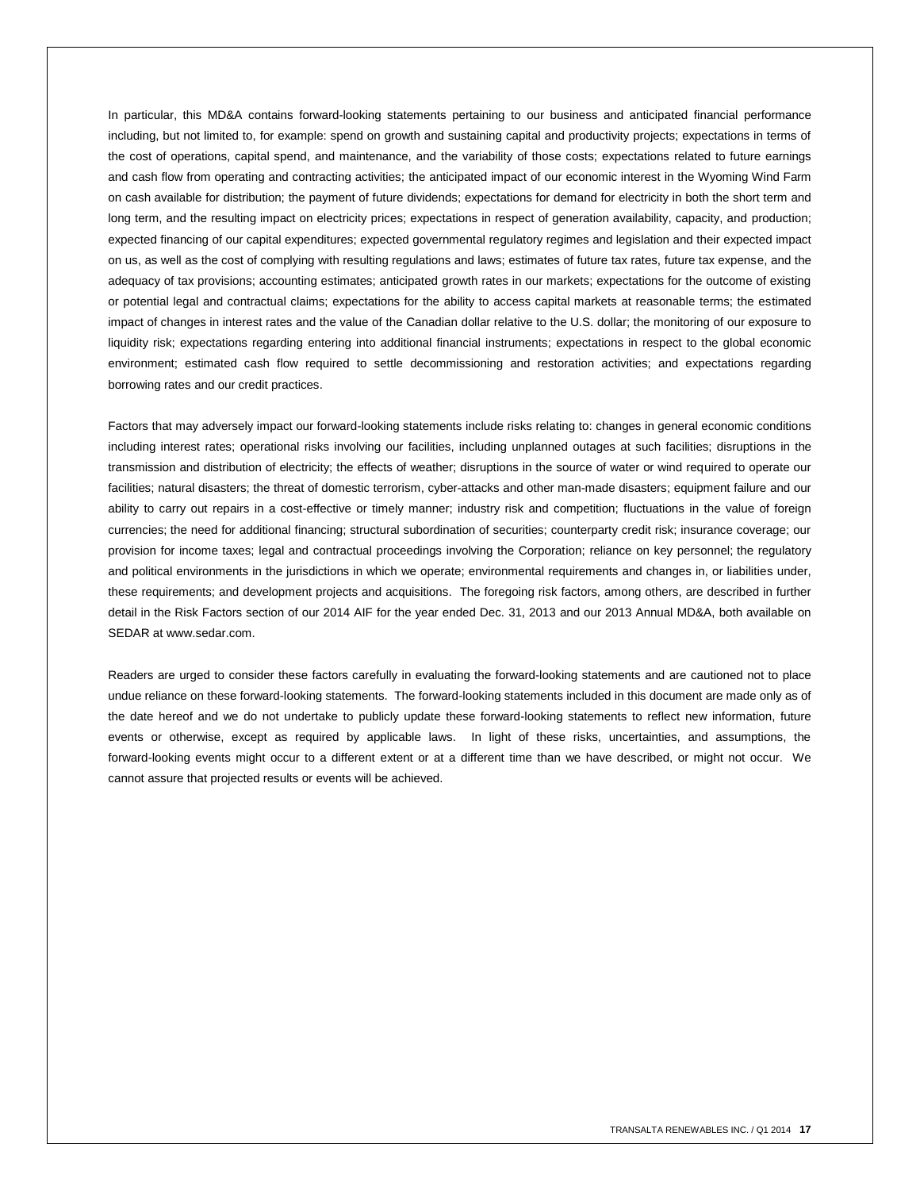In particular, this MD&A contains forward-looking statements pertaining to our business and anticipated financial performance including, but not limited to, for example: spend on growth and sustaining capital and productivity projects; expectations in terms of the cost of operations, capital spend, and maintenance, and the variability of those costs; expectations related to future earnings and cash flow from operating and contracting activities; the anticipated impact of our economic interest in the Wyoming Wind Farm on cash available for distribution; the payment of future dividends; expectations for demand for electricity in both the short term and long term, and the resulting impact on electricity prices; expectations in respect of generation availability, capacity, and production; expected financing of our capital expenditures; expected governmental regulatory regimes and legislation and their expected impact on us, as well as the cost of complying with resulting regulations and laws; estimates of future tax rates, future tax expense, and the adequacy of tax provisions; accounting estimates; anticipated growth rates in our markets; expectations for the outcome of existing or potential legal and contractual claims; expectations for the ability to access capital markets at reasonable terms; the estimated impact of changes in interest rates and the value of the Canadian dollar relative to the U.S. dollar; the monitoring of our exposure to liquidity risk; expectations regarding entering into additional financial instruments; expectations in respect to the global economic environment; estimated cash flow required to settle decommissioning and restoration activities; and expectations regarding borrowing rates and our credit practices.

Factors that may adversely impact our forward-looking statements include risks relating to: changes in general economic conditions including interest rates; operational risks involving our facilities, including unplanned outages at such facilities; disruptions in the transmission and distribution of electricity; the effects of weather; disruptions in the source of water or wind required to operate our facilities; natural disasters; the threat of domestic terrorism, cyber-attacks and other man-made disasters; equipment failure and our ability to carry out repairs in a cost-effective or timely manner; industry risk and competition; fluctuations in the value of foreign currencies; the need for additional financing; structural subordination of securities; counterparty credit risk; insurance coverage; our provision for income taxes; legal and contractual proceedings involving the Corporation; reliance on key personnel; the regulatory and political environments in the jurisdictions in which we operate; environmental requirements and changes in, or liabilities under, these requirements; and development projects and acquisitions. The foregoing risk factors, among others, are described in further detail in the Risk Factors section of our 2014 AIF for the year ended Dec. 31, 2013 and our 2013 Annual MD&A, both available on SEDAR at www.sedar.com.

Readers are urged to consider these factors carefully in evaluating the forward-looking statements and are cautioned not to place undue reliance on these forward-looking statements. The forward-looking statements included in this document are made only as of the date hereof and we do not undertake to publicly update these forward-looking statements to reflect new information, future events or otherwise, except as required by applicable laws. In light of these risks, uncertainties, and assumptions, the forward-looking events might occur to a different extent or at a different time than we have described, or might not occur. We cannot assure that projected results or events will be achieved.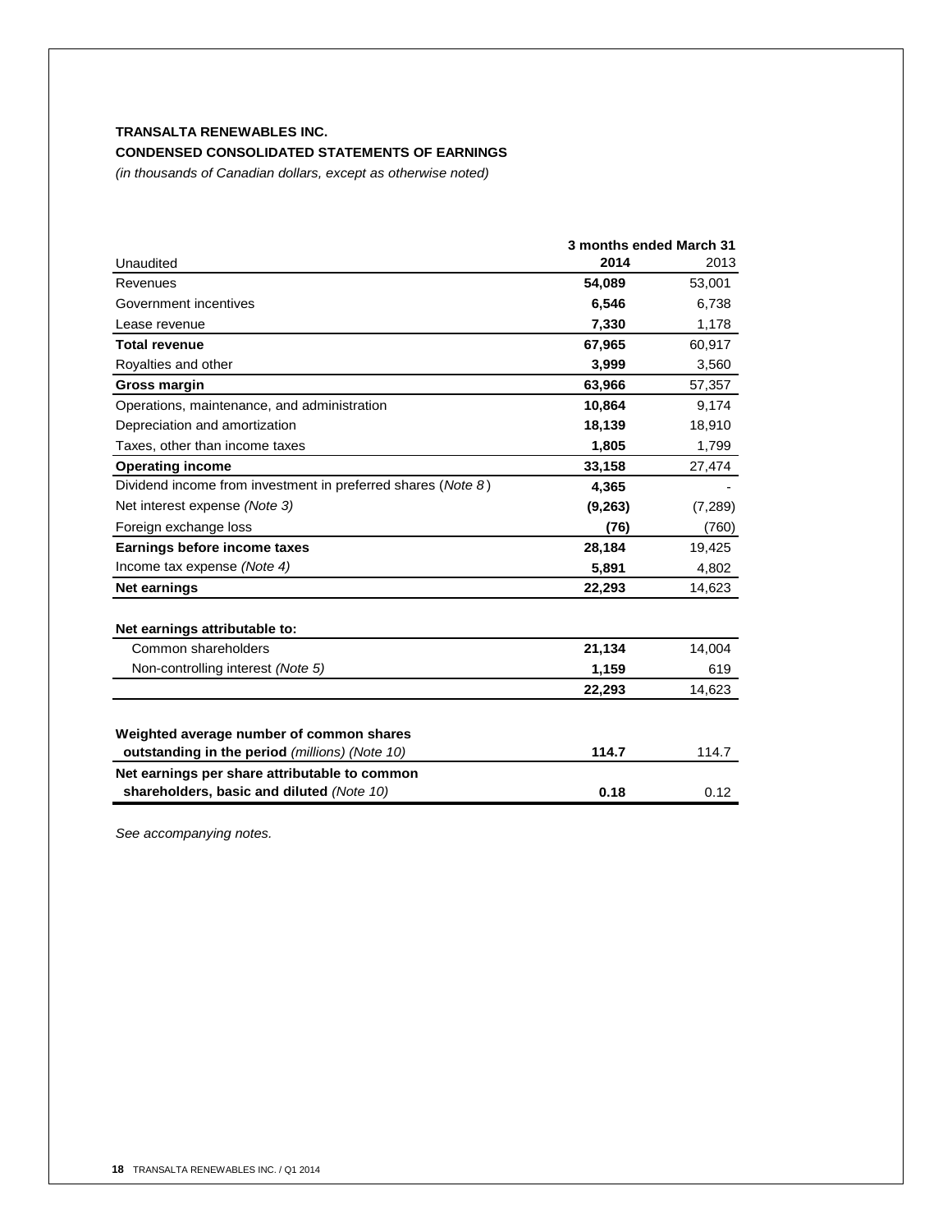**TRANSALTA RENEWABLES INC.**

**CONDENSED CONSOLIDATED STATEMENTS OF EARNINGS**

*(in thousands of Canadian dollars, except as otherwise noted)*

| Unaudited | 3 months ended March 31 2014 | 2013 |
|---|---|---|
| Revenues | **54,089** | 53,001 |
| Government incentives | **6,546** | 6,738 |
| Lease revenue | **7,330** | 1,178 |
| **Total revenue** | **67,965** | 60,917 |
| Royalties and other | **3,999** | 3,560 |
| **Gross margin** | **63,966** | 57,357 |
| Operations, maintenance, and administration | **10,864** | 9,174 |
| Depreciation and amortization | **18,139** | 18,910 |
| Taxes, other than income taxes | **1,805** | 1,799 |
| **Operating income** | **33,158** | 27,474 |
| Dividend income from investment in preferred shares *(Note 8)* | **4,365** | - |
| Net interest expense *(Note 3)* | **(9,263)** | (7,289) |
| Foreign exchange loss | **(76)** | (760) |
| **Earnings before income taxes** | **28,184** | 19,425 |
| Income tax expense *(Note 4)* | **5,891** | 4,802 |
| **Net earnings** | **22,293** | 14,623 |
| | | |
| **Net earnings attributable to:** | | |
| Common shareholders | **21,134** | 14,004 |
| Non-controlling interest *(Note 5)* | **1,159** | 619 |
| | **22,293** | 14,623 |
| | | |
| **Weighted average number of common shares outstanding in the period** *(millions) (Note 10)* | **114.7** | 114.7 |
| **Net earnings per share attributable to common shareholders, basic and diluted** *(Note 10)* | **0.18** | 0.12 |

*See accompanying notes.*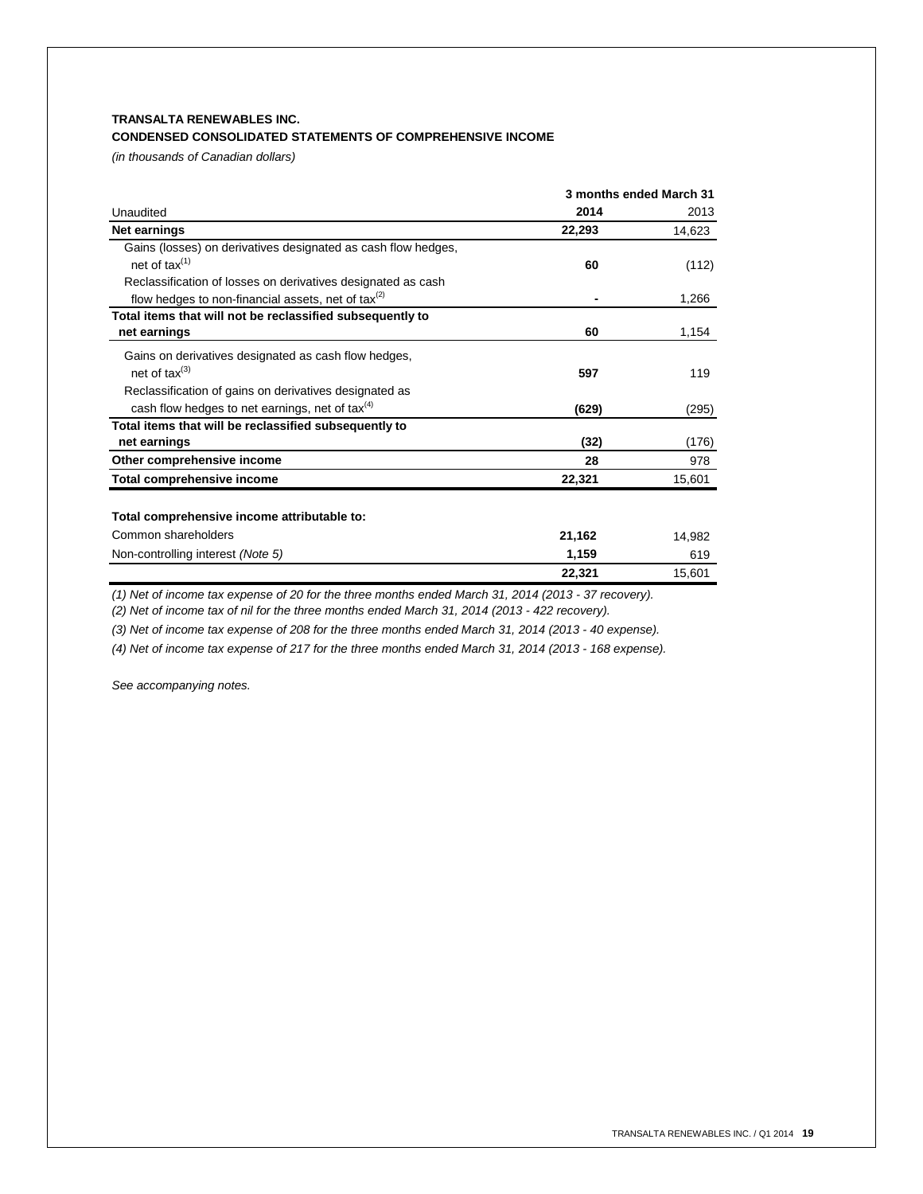**TRANSALTA RENEWABLES INC.**

**CONDENSED CONSOLIDATED STATEMENTS OF COMPREHENSIVE INCOME**

*(in thousands of Canadian dollars)*

| | 3 months ended March 31 | |
|---|---|---|
| Unaudited | **2014** | 2013 |
| **Net earnings** | **22,293** | 14,623 |
| Gains (losses) on derivatives designated as cash flow hedges, net of tax(1) | **60** | (112) |
| Reclassification of losses on derivatives designated as cash flow hedges to non-financial assets, net of tax(2) | **-** | 1,266 |
| **Total items that will not be reclassified subsequently to net earnings** | **60** | 1,154 |
| Gains on derivatives designated as cash flow hedges, net of tax(3) | **597** | 119 |
| Reclassification of gains on derivatives designated as cash flow hedges to net earnings, net of tax(4) | **(629)** | (295) |
| **Total items that will be reclassified subsequently to net earnings** | **(32)** | (176) |
| **Other comprehensive income** | **28** | 978 |
| **Total comprehensive income** | **22,321** | 15,601 |
| | | |
| **Total comprehensive income attributable to:** | | |
| Common shareholders | **21,162** | 14,982 |
| Non-controlling interest *(Note 5)* | **1,159** | 619 |
| | **22,321** | 15,601 |

*(1) Net of income tax expense of 20 for the three months ended March 31, 2014 (2013 - 37 recovery).*

*(2) Net of income tax of nil for the three months ended March 31, 2014 (2013 - 422 recovery).*

*(3) Net of income tax expense of 208 for the three months ended March 31, 2014 (2013 - 40 expense).*

*(4) Net of income tax expense of 217 for the three months ended March 31, 2014 (2013 - 168 expense).*

*See accompanying notes.*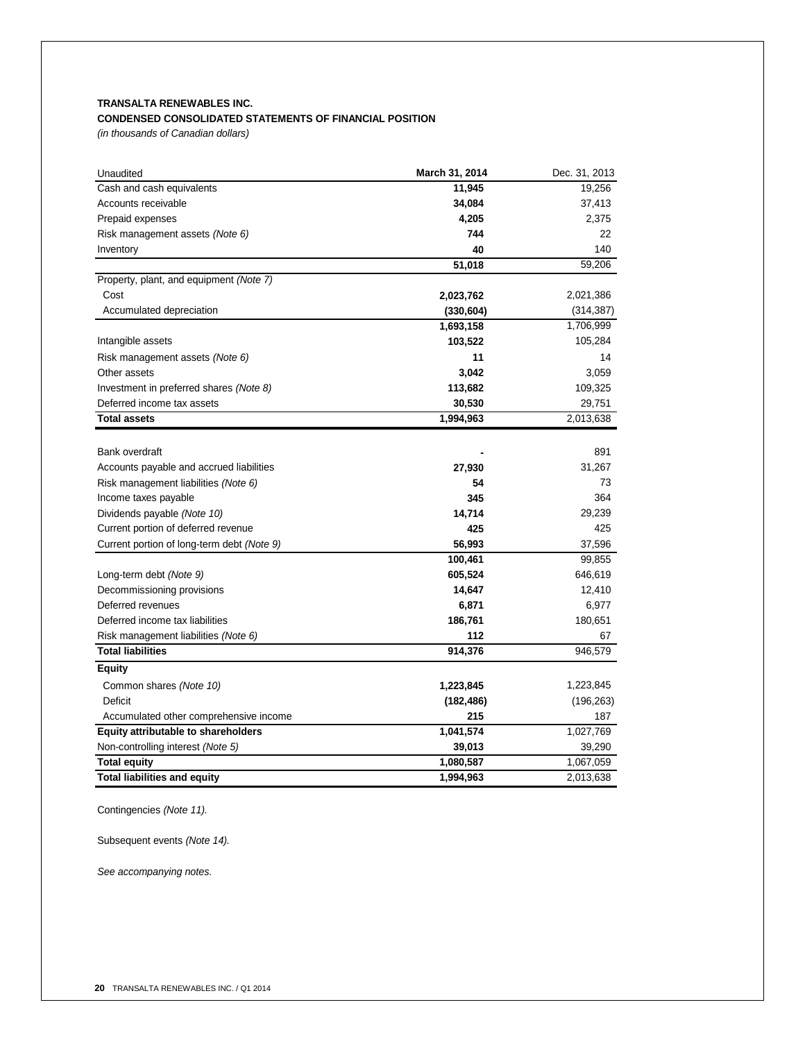**TRANSALTA RENEWABLES INC.**

**CONDENSED CONSOLIDATED STATEMENTS OF FINANCIAL POSITION**

*(in thousands of Canadian dollars)*

| Unaudited | **March 31, 2014** | Dec. 31, 2013 |
|---|---|---|
| Cash and cash equivalents | **11,945** | 19,256 |
| Accounts receivable | **34,084** | 37,413 |
| Prepaid expenses | **4,205** | 2,375 |
| Risk management assets *(Note 6)* | **744** | 22 |
| Inventory | **40** | 140 |
| | **51,018** | 59,206 |
| Property, plant, and equipment *(Note 7)* | | |
| Cost | **2,023,762** | 2,021,386 |
| Accumulated depreciation | **(330,604)** | (314,387) |
| | **1,693,158** | 1,706,999 |
| Intangible assets | **103,522** | 105,284 |
| Risk management assets *(Note 6)* | **11** | 14 |
| Other assets | **3,042** | 3,059 |
| Investment in preferred shares *(Note 8)* | **113,682** | 109,325 |
| Deferred income tax assets | **30,530** | 29,751 |
| **Total assets** | **1,994,963** | 2,013,638 |
| | | |
| Bank overdraft | **-** | 891 |
| Accounts payable and accrued liabilities | **27,930** | 31,267 |
| Risk management liabilities *(Note 6)* | **54** | 73 |
| Income taxes payable | **345** | 364 |
| Dividends payable *(Note 10)* | **14,714** | 29,239 |
| Current portion of deferred revenue | **425** | 425 |
| Current portion of long-term debt *(Note 9)* | **56,993** | 37,596 |
| | **100,461** | 99,855 |
| Long-term debt *(Note 9)* | **605,524** | 646,619 |
| Decommissioning provisions | **14,647** | 12,410 |
| Deferred revenues | **6,871** | 6,977 |
| Deferred income tax liabilities | **186,761** | 180,651 |
| Risk management liabilities *(Note 6)* | **112** | 67 |
| **Total liabilities** | **914,376** | 946,579 |
| **Equity** | | |
| Common shares *(Note 10)* | **1,223,845** | 1,223,845 |
| Deficit | **(182,486)** | (196,263) |
| Accumulated other comprehensive income | **215** | 187 |
| **Equity attributable to shareholders** | **1,041,574** | 1,027,769 |
| Non-controlling interest *(Note 5)* | **39,013** | 39,290 |
| **Total equity** | **1,080,587** | 1,067,059 |
| **Total liabilities and equity** | **1,994,963** | 2,013,638 |

Contingencies *(Note 11).*

Subsequent events *(Note 14).*

*See accompanying notes.*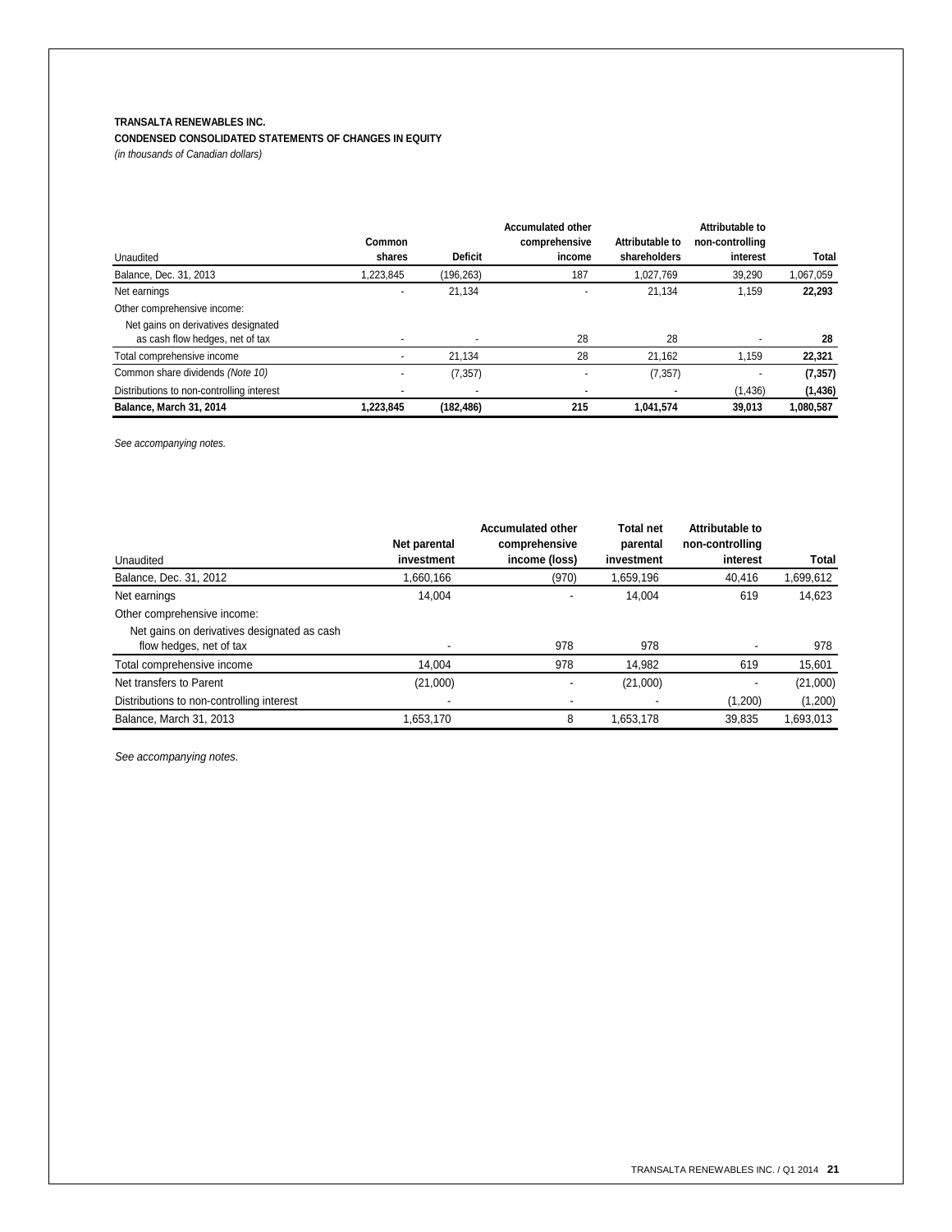**TRANSALTA RENEWABLES INC.**

**CONDENSED CONSOLIDATED STATEMENTS OF CHANGES IN EQUITY**

*(in thousands of Canadian dollars)*

| Unaudited | Common shares | Deficit | Accumulated other comprehensive income | Attributable to shareholders | Attributable to non-controlling interest | Total |
|---|---|---|---|---|---|---|
| Balance, Dec. 31, 2013 | 1,223,845 | (196,263) | 187 | 1,027,769 | 39,290 | 1,067,059 |
| Net earnings | - | 21,134 | - | 21,134 | 1,159 | **22,293** |
| Other comprehensive income: | | | | | | |
| Net gains on derivatives designated as cash flow hedges, net of tax | - | - | 28 | 28 | - | **28** |
| Total comprehensive income | - | 21,134 | 28 | 21,162 | 1,159 | **22,321** |
| Common share dividends *(Note 10)* | - | (7,357) | - | (7,357) | - | **(7,357)** |
| Distributions to non-controlling interest | - | - | - | - | (1,436) | **(1,436)** |
| **Balance, March 31, 2014** | **1,223,845** | **(182,486)** | **215** | **1,041,574** | **39,013** | **1,080,587** |

*See accompanying notes.*

| Unaudited | Net parental investment | Accumulated other comprehensive income (loss) | Total net parental investment | Attributable to non-controlling interest | Total |
|---|---|---|---|---|---|
| Balance, Dec. 31, 2012 | 1,660,166 | (970) | 1,659,196 | 40,416 | 1,699,612 |
| Net earnings | 14,004 | - | 14,004 | 619 | 14,623 |
| Other comprehensive income: | | | | | |
| Net gains on derivatives designated as cash flow hedges, net of tax | - | 978 | 978 | - | 978 |
| Total comprehensive income | 14,004 | 978 | 14,982 | 619 | 15,601 |
| Net transfers to Parent | (21,000) | - | (21,000) | - | (21,000) |
| Distributions to non-controlling interest | - | - | - | (1,200) | (1,200) |
| Balance, March 31, 2013 | 1,653,170 | 8 | 1,653,178 | 39,835 | 1,693,013 |

*See accompanying notes.*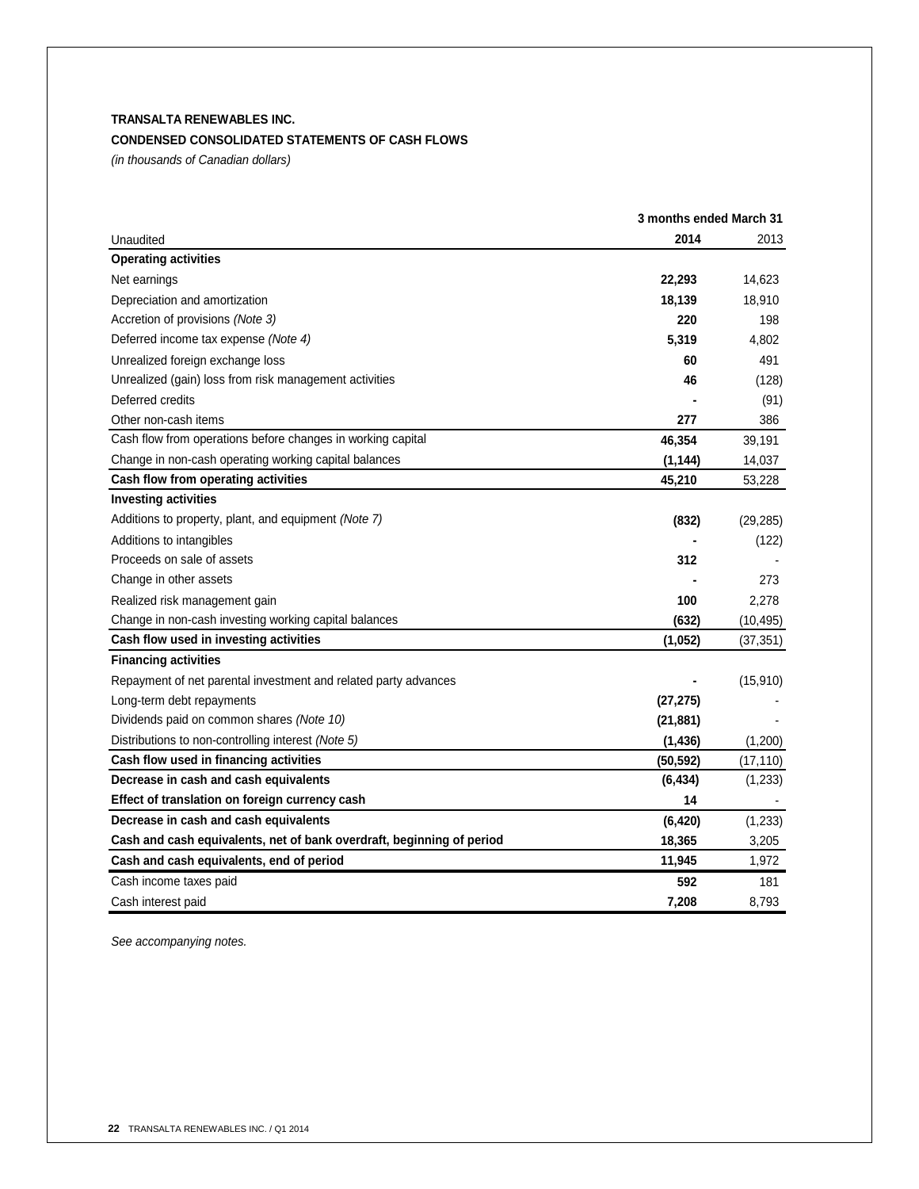**TRANSALTA RENEWABLES INC.**

**CONDENSED CONSOLIDATED STATEMENTS OF CASH FLOWS**

*(in thousands of Canadian dollars)*

| | 3 months ended March 31 | |
|---|---|---|
| Unaudited | **2014** | 2013 |
| **Operating activities** | | |
| Net earnings | **22,293** | 14,623 |
| Depreciation and amortization | **18,139** | 18,910 |
| Accretion of provisions *(Note 3)* | **220** | 198 |
| Deferred income tax expense *(Note 4)* | **5,319** | 4,802 |
| Unrealized foreign exchange loss | **60** | 491 |
| Unrealized (gain) loss from risk management activities | **46** | (128) |
| Deferred credits | **-** | (91) |
| Other non-cash items | **277** | 386 |
| Cash flow from operations before changes in working capital | **46,354** | 39,191 |
| Change in non-cash operating working capital balances | **(1,144)** | 14,037 |
| **Cash flow from operating activities** | **45,210** | 53,228 |
| **Investing activities** | | |
| Additions to property, plant, and equipment *(Note 7)* | **(832)** | (29,285) |
| Additions to intangibles | **-** | (122) |
| Proceeds on sale of assets | **312** | - |
| Change in other assets | **-** | 273 |
| Realized risk management gain | **100** | 2,278 |
| Change in non-cash investing working capital balances | **(632)** | (10,495) |
| **Cash flow used in investing activities** | **(1,052)** | (37,351) |
| **Financing activities** | | |
| Repayment of net parental investment and related party advances | **-** | (15,910) |
| Long-term debt repayments | **(27,275)** | - |
| Dividends paid on common shares *(Note 10)* | **(21,881)** | - |
| Distributions to non-controlling interest *(Note 5)* | **(1,436)** | (1,200) |
| **Cash flow used in financing activities** | **(50,592)** | (17,110) |
| **Decrease in cash and cash equivalents** | **(6,434)** | (1,233) |
| **Effect of translation on foreign currency cash** | **14** | - |
| **Decrease in cash and cash equivalents** | **(6,420)** | (1,233) |
| **Cash and cash equivalents, net of bank overdraft, beginning of period** | **18,365** | 3,205 |
| **Cash and cash equivalents, end of period** | **11,945** | 1,972 |
| Cash income taxes paid | **592** | 181 |
| Cash interest paid | **7,208** | 8,793 |

*See accompanying notes.*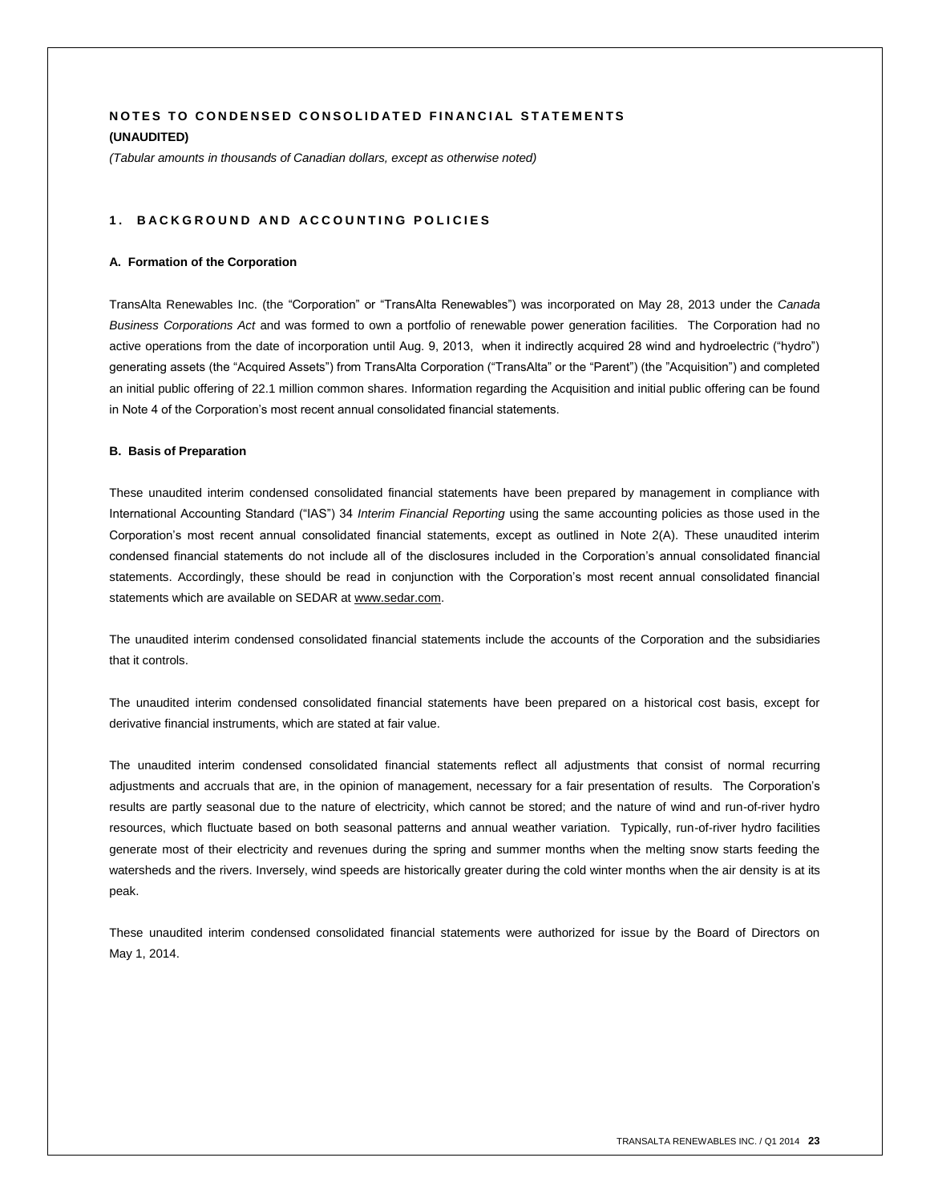# NOTES TO CONDENSED CONSOLIDATED FINANCIAL STATEMENTS

**(UNAUDITED)**

*(Tabular amounts in thousands of Canadian dollars, except as otherwise noted)*

## 1. BACKGROUND AND ACCOUNTING POLICIES

### A. Formation of the Corporation

TransAlta Renewables Inc. (the "Corporation" or "TransAlta Renewables") was incorporated on May 28, 2013 under the *Canada Business Corporations Act* and was formed to own a portfolio of renewable power generation facilities. The Corporation had no active operations from the date of incorporation until Aug. 9, 2013, when it indirectly acquired 28 wind and hydroelectric ("hydro") generating assets (the "Acquired Assets") from TransAlta Corporation ("TransAlta" or the "Parent") (the "Acquisition") and completed an initial public offering of 22.1 million common shares. Information regarding the Acquisition and initial public offering can be found in Note 4 of the Corporation's most recent annual consolidated financial statements.

### B. Basis of Preparation

These unaudited interim condensed consolidated financial statements have been prepared by management in compliance with International Accounting Standard ("IAS") 34 *Interim Financial Reporting* using the same accounting policies as those used in the Corporation's most recent annual consolidated financial statements, except as outlined in Note 2(A). These unaudited interim condensed financial statements do not include all of the disclosures included in the Corporation's annual consolidated financial statements. Accordingly, these should be read in conjunction with the Corporation's most recent annual consolidated financial statements which are available on SEDAR at www.sedar.com.

The unaudited interim condensed consolidated financial statements include the accounts of the Corporation and the subsidiaries that it controls.

The unaudited interim condensed consolidated financial statements have been prepared on a historical cost basis, except for derivative financial instruments, which are stated at fair value.

The unaudited interim condensed consolidated financial statements reflect all adjustments that consist of normal recurring adjustments and accruals that are, in the opinion of management, necessary for a fair presentation of results. The Corporation's results are partly seasonal due to the nature of electricity, which cannot be stored; and the nature of wind and run-of-river hydro resources, which fluctuate based on both seasonal patterns and annual weather variation. Typically, run-of-river hydro facilities generate most of their electricity and revenues during the spring and summer months when the melting snow starts feeding the watersheds and the rivers. Inversely, wind speeds are historically greater during the cold winter months when the air density is at its peak.

These unaudited interim condensed consolidated financial statements were authorized for issue by the Board of Directors on May 1, 2014.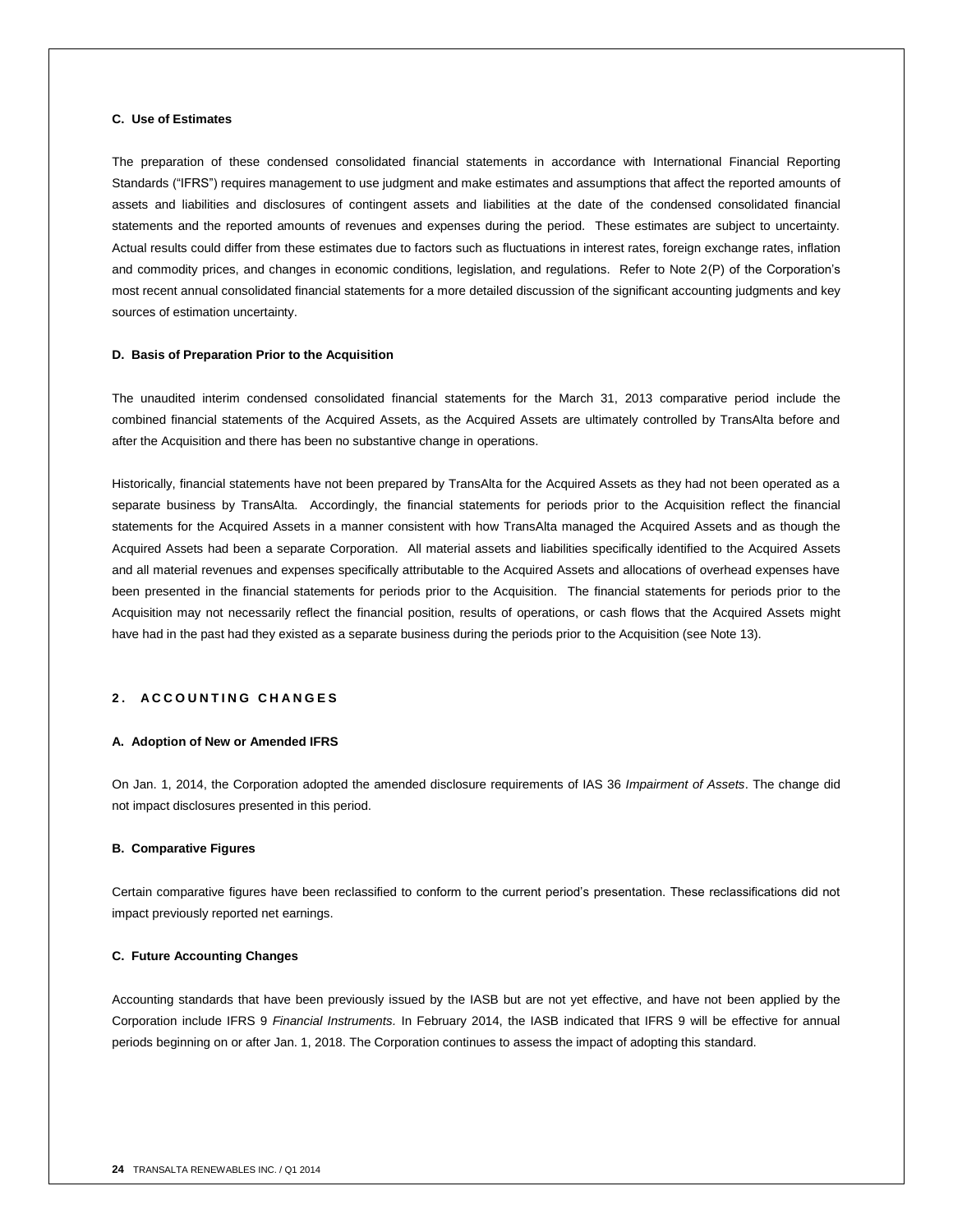**C. Use of Estimates**

The preparation of these condensed consolidated financial statements in accordance with International Financial Reporting Standards ("IFRS") requires management to use judgment and make estimates and assumptions that affect the reported amounts of assets and liabilities and disclosures of contingent assets and liabilities at the date of the condensed consolidated financial statements and the reported amounts of revenues and expenses during the period. These estimates are subject to uncertainty. Actual results could differ from these estimates due to factors such as fluctuations in interest rates, foreign exchange rates, inflation and commodity prices, and changes in economic conditions, legislation, and regulations. Refer to Note 2(P) of the Corporation's most recent annual consolidated financial statements for a more detailed discussion of the significant accounting judgments and key sources of estimation uncertainty.

**D. Basis of Preparation Prior to the Acquisition**

The unaudited interim condensed consolidated financial statements for the March 31, 2013 comparative period include the combined financial statements of the Acquired Assets, as the Acquired Assets are ultimately controlled by TransAlta before and after the Acquisition and there has been no substantive change in operations.

Historically, financial statements have not been prepared by TransAlta for the Acquired Assets as they had not been operated as a separate business by TransAlta. Accordingly, the financial statements for periods prior to the Acquisition reflect the financial statements for the Acquired Assets in a manner consistent with how TransAlta managed the Acquired Assets and as though the Acquired Assets had been a separate Corporation. All material assets and liabilities specifically identified to the Acquired Assets and all material revenues and expenses specifically attributable to the Acquired Assets and allocations of overhead expenses have been presented in the financial statements for periods prior to the Acquisition. The financial statements for periods prior to the Acquisition may not necessarily reflect the financial position, results of operations, or cash flows that the Acquired Assets might have had in the past had they existed as a separate business during the periods prior to the Acquisition (see Note 13).

## 2. ACCOUNTING CHANGES

**A. Adoption of New or Amended IFRS**

On Jan. 1, 2014, the Corporation adopted the amended disclosure requirements of IAS 36 *Impairment of Assets*. The change did not impact disclosures presented in this period.

**B. Comparative Figures**

Certain comparative figures have been reclassified to conform to the current period's presentation. These reclassifications did not impact previously reported net earnings.

**C. Future Accounting Changes**

Accounting standards that have been previously issued by the IASB but are not yet effective, and have not been applied by the Corporation include IFRS 9 *Financial Instruments.* In February 2014, the IASB indicated that IFRS 9 will be effective for annual periods beginning on or after Jan. 1, 2018. The Corporation continues to assess the impact of adopting this standard.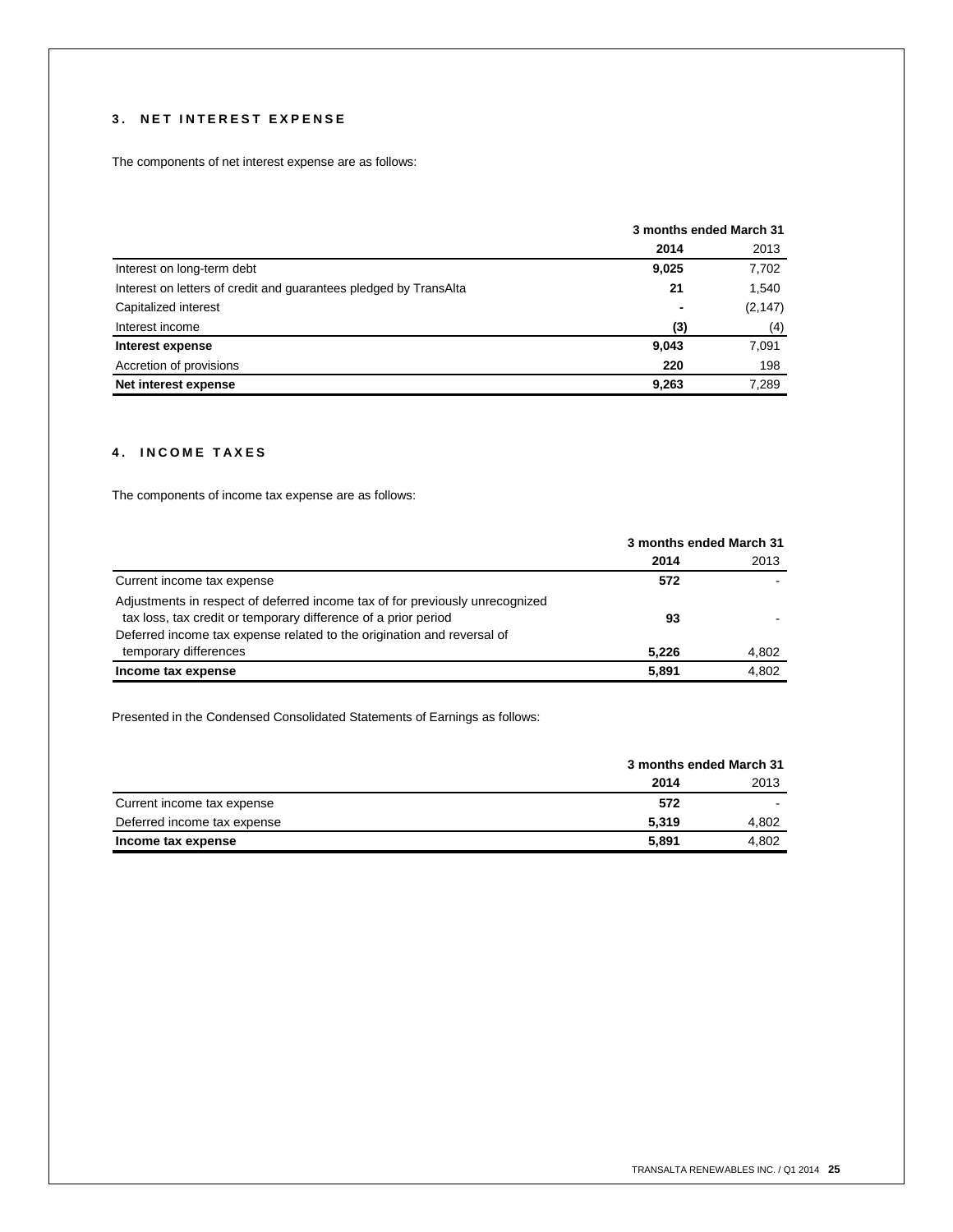## 3. NET INTEREST EXPENSE

The components of net interest expense are as follows:

| | 3 months ended March 31 | |
|---|---|---|
| | **2014** | 2013 |
| Interest on long-term debt | **9,025** | 7,702 |
| Interest on letters of credit and guarantees pledged by TransAlta | **21** | 1,540 |
| Capitalized interest | **-** | (2,147) |
| Interest income | **(3)** | (4) |
| **Interest expense** | **9,043** | 7,091 |
| Accretion of provisions | **220** | 198 |
| **Net interest expense** | **9,263** | 7,289 |

## 4. INCOME TAXES

The components of income tax expense are as follows:

| | 3 months ended March 31 | |
|---|---|---|
| | **2014** | 2013 |
| Current income tax expense | **572** | - |
| Adjustments in respect of deferred income tax of for previously unrecognized tax loss, tax credit or temporary difference of a prior period | **93** | - |
| Deferred income tax expense related to the origination and reversal of temporary differences | **5,226** | 4,802 |
| **Income tax expense** | **5,891** | 4,802 |

Presented in the Condensed Consolidated Statements of Earnings as follows:

| | 3 months ended March 31 | |
|---|---|---|
| | **2014** | 2013 |
| Current income tax expense | **572** | - |
| Deferred income tax expense | **5,319** | 4,802 |
| **Income tax expense** | **5,891** | 4,802 |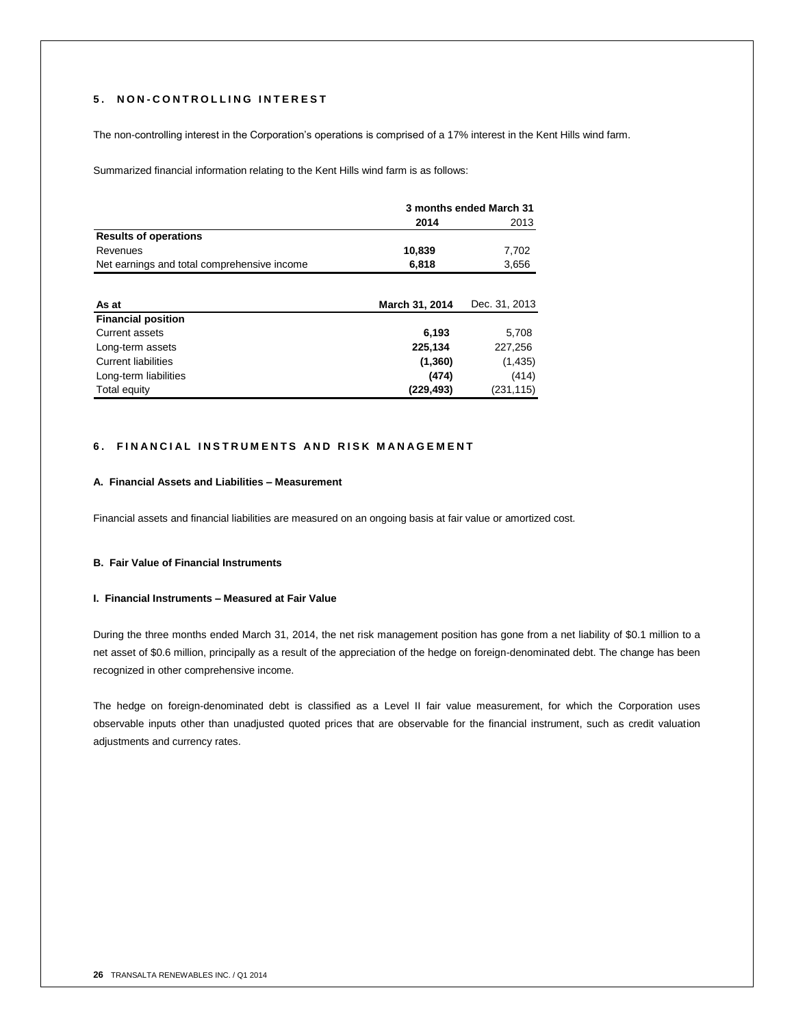## 5. NON-CONTROLLING INTEREST

The non-controlling interest in the Corporation's operations is comprised of a 17% interest in the Kent Hills wind farm.

Summarized financial information relating to the Kent Hills wind farm is as follows:

| | 3 months ended March 31 | |
|---|---|---|
| | **2014** | 2013 |
| **Results of operations** | | |
| Revenues | **10,839** | 7,702 |
| Net earnings and total comprehensive income | **6,818** | 3,656 |

| As at | March 31, 2014 | Dec. 31, 2013 |
|---|---|---|
| **Financial position** | | |
| Current assets | **6,193** | 5,708 |
| Long-term assets | **225,134** | 227,256 |
| Current liabilities | **(1,360)** | (1,435) |
| Long-term liabilities | **(474)** | (414) |
| Total equity | **(229,493)** | (231,115) |

## 6. FINANCIAL INSTRUMENTS AND RISK MANAGEMENT

### A. Financial Assets and Liabilities – Measurement

Financial assets and financial liabilities are measured on an ongoing basis at fair value or amortized cost.

### B. Fair Value of Financial Instruments

#### I. Financial Instruments – Measured at Fair Value

During the three months ended March 31, 2014, the net risk management position has gone from a net liability of $0.1 million to a net asset of $0.6 million, principally as a result of the appreciation of the hedge on foreign-denominated debt. The change has been recognized in other comprehensive income.

The hedge on foreign-denominated debt is classified as a Level II fair value measurement, for which the Corporation uses observable inputs other than unadjusted quoted prices that are observable for the financial instrument, such as credit valuation adjustments and currency rates.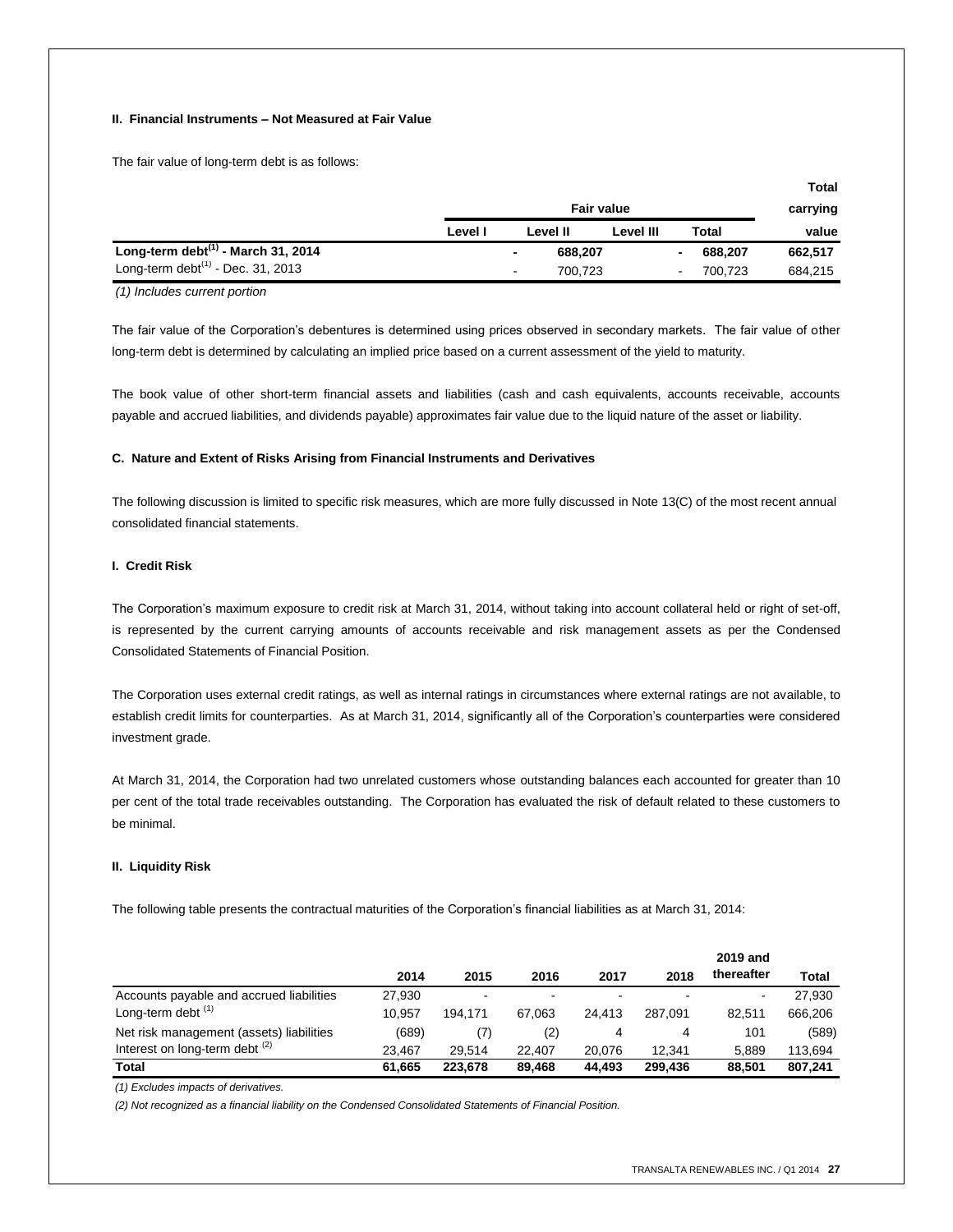**II. Financial Instruments – Not Measured at Fair Value**

The fair value of long-term debt is as follows:

| | Fair value | | | | Total carrying |
|---|---|---|---|---|---|
| | Level I | Level II | Level III | Total | value |
| **Long-term debt[(1)] - March 31, 2014** | **-** | **688,207** | **-** | **688,207** | **662,517** |
| Long-term debt[(1)] - Dec. 31, 2013 | - | 700,723 | - | 700,723 | 684,215 |

*(1) Includes current portion*

The fair value of the Corporation's debentures is determined using prices observed in secondary markets. The fair value of other long-term debt is determined by calculating an implied price based on a current assessment of the yield to maturity.

The book value of other short-term financial assets and liabilities (cash and cash equivalents, accounts receivable, accounts payable and accrued liabilities, and dividends payable) approximates fair value due to the liquid nature of the asset or liability.

**C. Nature and Extent of Risks Arising from Financial Instruments and Derivatives**

The following discussion is limited to specific risk measures, which are more fully discussed in Note 13(C) of the most recent annual consolidated financial statements.

**I. Credit Risk**

The Corporation's maximum exposure to credit risk at March 31, 2014, without taking into account collateral held or right of set-off, is represented by the current carrying amounts of accounts receivable and risk management assets as per the Condensed Consolidated Statements of Financial Position.

The Corporation uses external credit ratings, as well as internal ratings in circumstances where external ratings are not available, to establish credit limits for counterparties. As at March 31, 2014, significantly all of the Corporation's counterparties were considered investment grade.

At March 31, 2014, the Corporation had two unrelated customers whose outstanding balances each accounted for greater than 10 per cent of the total trade receivables outstanding. The Corporation has evaluated the risk of default related to these customers to be minimal.

**II. Liquidity Risk**

The following table presents the contractual maturities of the Corporation's financial liabilities as at March 31, 2014:

| | 2014 | 2015 | 2016 | 2017 | 2018 | 2019 and thereafter | Total |
|---|---|---|---|---|---|---|---|
| Accounts payable and accrued liabilities | 27,930 | - | - | - | - | - | 27,930 |
| Long-term debt [(1)] | 10,957 | 194,171 | 67,063 | 24,413 | 287,091 | 82,511 | 666,206 |
| Net risk management (assets) liabilities | (689) | (7) | (2) | 4 | 4 | 101 | (589) |
| Interest on long-term debt [(2)] | 23,467 | 29,514 | 22,407 | 20,076 | 12,341 | 5,889 | 113,694 |
| **Total** | **61,665** | **223,678** | **89,468** | **44,493** | **299,436** | **88,501** | **807,241** |

*(1) Excludes impacts of derivatives.*

*(2) Not recognized as a financial liability on the Condensed Consolidated Statements of Financial Position.*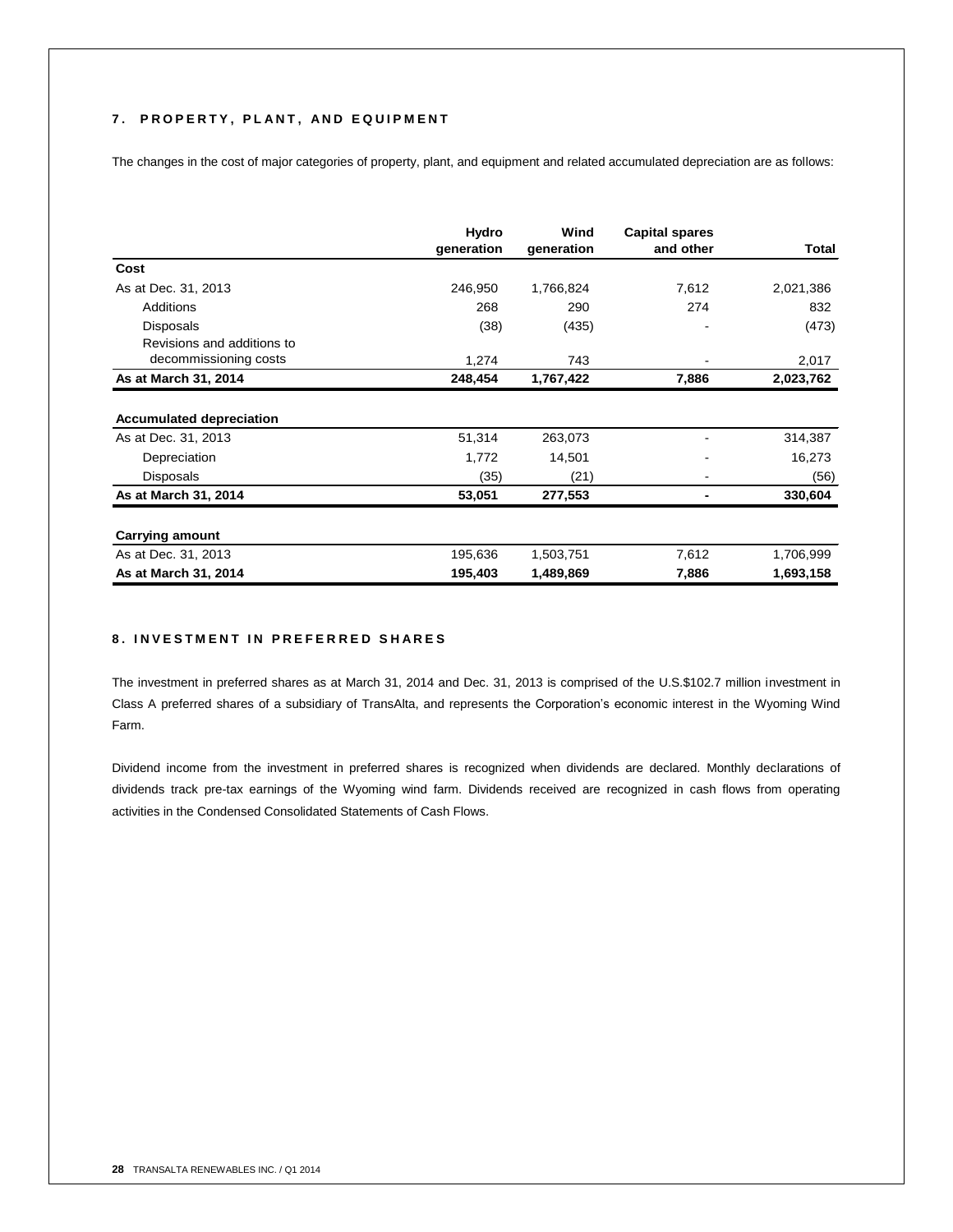## 7. PROPERTY, PLANT, AND EQUIPMENT

The changes in the cost of major categories of property, plant, and equipment and related accumulated depreciation are as follows:

| | Hydro generation | Wind generation | Capital spares and other | Total |
|---|---|---|---|---|
| **Cost** | | | | |
| As at Dec. 31, 2013 | 246,950 | 1,766,824 | 7,612 | 2,021,386 |
| Additions | 268 | 290 | 274 | 832 |
| Disposals | (38) | (435) | - | (473) |
| Revisions and additions to decommissioning costs | 1,274 | 743 | - | 2,017 |
| **As at March 31, 2014** | **248,454** | **1,767,422** | **7,886** | **2,023,762** |
| **Accumulated depreciation** | | | | |
| As at Dec. 31, 2013 | 51,314 | 263,073 | - | 314,387 |
| Depreciation | 1,772 | 14,501 | - | 16,273 |
| Disposals | (35) | (21) | - | (56) |
| **As at March 31, 2014** | **53,051** | **277,553** | **-** | **330,604** |
| **Carrying amount** | | | | |
| As at Dec. 31, 2013 | 195,636 | 1,503,751 | 7,612 | 1,706,999 |
| **As at March 31, 2014** | **195,403** | **1,489,869** | **7,886** | **1,693,158** |

## 8. INVESTMENT IN PREFERRED SHARES

The investment in preferred shares as at March 31, 2014 and Dec. 31, 2013 is comprised of the U.S.$102.7 million investment in Class A preferred shares of a subsidiary of TransAlta, and represents the Corporation's economic interest in the Wyoming Wind Farm.

Dividend income from the investment in preferred shares is recognized when dividends are declared. Monthly declarations of dividends track pre-tax earnings of the Wyoming wind farm. Dividends received are recognized in cash flows from operating activities in the Condensed Consolidated Statements of Cash Flows.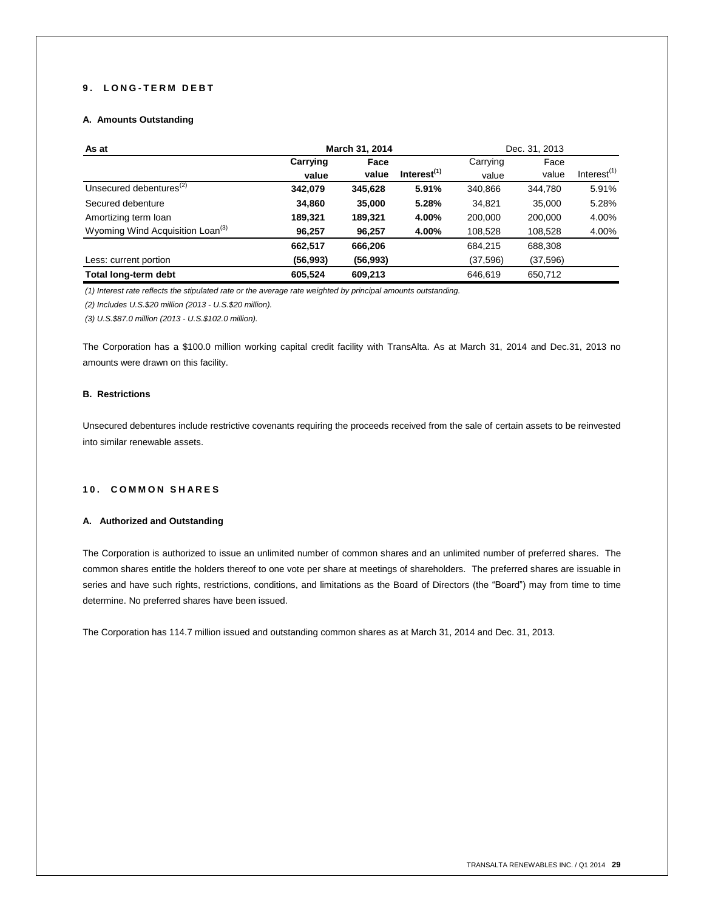## 9. LONG-TERM DEBT

### A. Amounts Outstanding

| As at | March 31, 2014 | | | Dec. 31, 2013 | | |
|---|---|---|---|---|---|---|
| | **Carrying value** | **Face value** | **Interest[1]** | Carrying value | Face value | Interest[1] |
| Unsecured debentures[2] | **342,079** | **345,628** | **5.91%** | 340,866 | 344,780 | 5.91% |
| Secured debenture | **34,860** | **35,000** | **5.28%** | 34,821 | 35,000 | 5.28% |
| Amortizing term loan | **189,321** | **189,321** | **4.00%** | 200,000 | 200,000 | 4.00% |
| Wyoming Wind Acquisition Loan[3] | **96,257** | **96,257** | **4.00%** | 108,528 | 108,528 | 4.00% |
| | **662,517** | **666,206** | | 684,215 | 688,308 | |
| Less: current portion | **(56,993)** | **(56,993)** | | (37,596) | (37,596) | |
| **Total long-term debt** | **605,524** | **609,213** | | 646,619 | 650,712 | |

*(1) Interest rate reflects the stipulated rate or the average rate weighted by principal amounts outstanding.*

*(2) Includes U.S.$20 million (2013 - U.S.$20 million).*

*(3) U.S.$87.0 million (2013 - U.S.$102.0 million).*

The Corporation has a $100.0 million working capital credit facility with TransAlta. As at March 31, 2014 and Dec.31, 2013 no amounts were drawn on this facility.

### B. Restrictions

Unsecured debentures include restrictive covenants requiring the proceeds received from the sale of certain assets to be reinvested into similar renewable assets.

## 10. COMMON SHARES

### A. Authorized and Outstanding

The Corporation is authorized to issue an unlimited number of common shares and an unlimited number of preferred shares. The common shares entitle the holders thereof to one vote per share at meetings of shareholders. The preferred shares are issuable in series and have such rights, restrictions, conditions, and limitations as the Board of Directors (the "Board") may from time to time determine. No preferred shares have been issued.

The Corporation has 114.7 million issued and outstanding common shares as at March 31, 2014 and Dec. 31, 2013.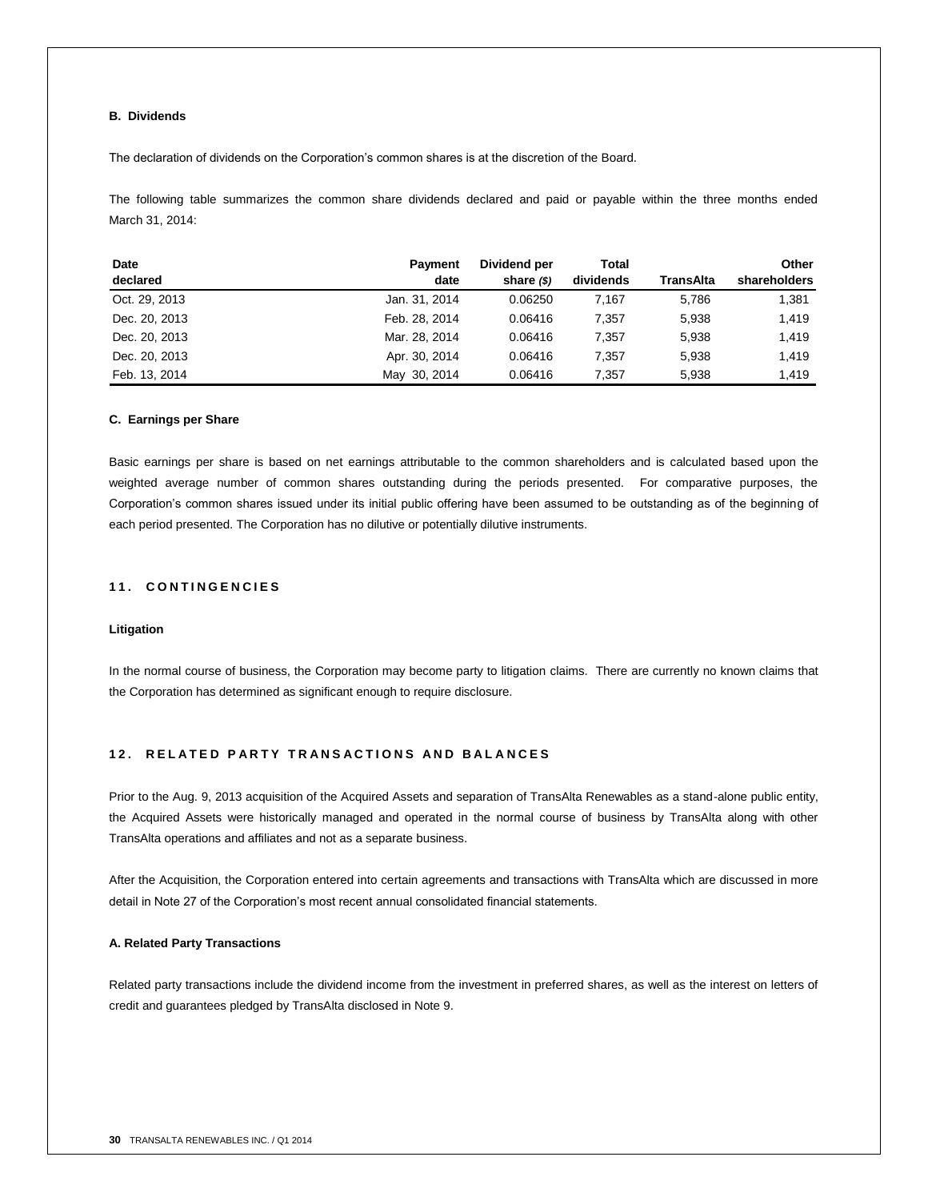**B. Dividends**

The declaration of dividends on the Corporation's common shares is at the discretion of the Board.

The following table summarizes the common share dividends declared and paid or payable within the three months ended March 31, 2014:

| Date declared | Payment date | Dividend per share *($)* | Total dividends | TransAlta | Other shareholders |
|---|---|---|---|---|---|
| Oct. 29, 2013 | Jan. 31, 2014 | 0.06250 | 7,167 | 5,786 | 1,381 |
| Dec. 20, 2013 | Feb. 28, 2014 | 0.06416 | 7,357 | 5,938 | 1,419 |
| Dec. 20, 2013 | Mar. 28, 2014 | 0.06416 | 7,357 | 5,938 | 1,419 |
| Dec. 20, 2013 | Apr. 30, 2014 | 0.06416 | 7,357 | 5,938 | 1,419 |
| Feb. 13, 2014 | May 30, 2014 | 0.06416 | 7,357 | 5,938 | 1,419 |

**C. Earnings per Share**

Basic earnings per share is based on net earnings attributable to the common shareholders and is calculated based upon the weighted average number of common shares outstanding during the periods presented. For comparative purposes, the Corporation's common shares issued under its initial public offering have been assumed to be outstanding as of the beginning of each period presented. The Corporation has no dilutive or potentially dilutive instruments.

## 11. CONTINGENCIES

**Litigation**

In the normal course of business, the Corporation may become party to litigation claims. There are currently no known claims that the Corporation has determined as significant enough to require disclosure.

## 12. RELATED PARTY TRANSACTIONS AND BALANCES

Prior to the Aug. 9, 2013 acquisition of the Acquired Assets and separation of TransAlta Renewables as a stand-alone public entity, the Acquired Assets were historically managed and operated in the normal course of business by TransAlta along with other TransAlta operations and affiliates and not as a separate business.

After the Acquisition, the Corporation entered into certain agreements and transactions with TransAlta which are discussed in more detail in Note 27 of the Corporation's most recent annual consolidated financial statements.

**A. Related Party Transactions**

Related party transactions include the dividend income from the investment in preferred shares, as well as the interest on letters of credit and guarantees pledged by TransAlta disclosed in Note 9.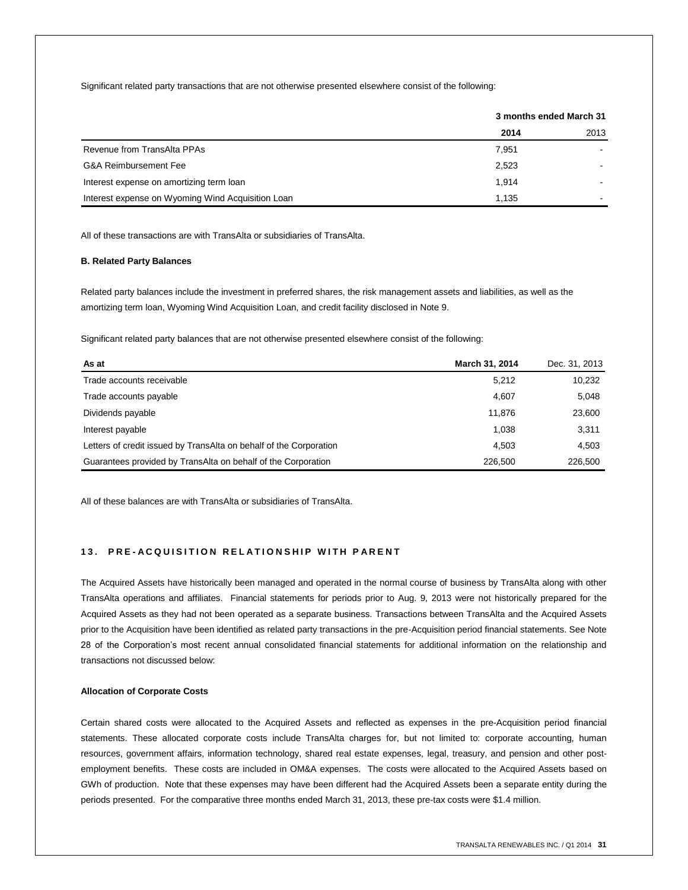Significant related party transactions that are not otherwise presented elsewhere consist of the following:

| | 3 months ended March 31 | |
|---|---|---|
| | **2014** | 2013 |
| Revenue from TransAlta PPAs | 7,951 | - |
| G&A Reimbursement Fee | 2,523 | - |
| Interest expense on amortizing term loan | 1,914 | - |
| Interest expense on Wyoming Wind Acquisition Loan | 1,135 | - |

All of these transactions are with TransAlta or subsidiaries of TransAlta.

**B. Related Party Balances**

Related party balances include the investment in preferred shares, the risk management assets and liabilities, as well as the amortizing term loan, Wyoming Wind Acquisition Loan, and credit facility disclosed in Note 9.

Significant related party balances that are not otherwise presented elsewhere consist of the following:

| As at | March 31, 2014 | Dec. 31, 2013 |
|---|---|---|
| Trade accounts receivable | 5,212 | 10,232 |
| Trade accounts payable | 4,607 | 5,048 |
| Dividends payable | 11,876 | 23,600 |
| Interest payable | 1,038 | 3,311 |
| Letters of credit issued by TransAlta on behalf of the Corporation | 4,503 | 4,503 |
| Guarantees provided by TransAlta on behalf of the Corporation | 226,500 | 226,500 |

All of these balances are with TransAlta or subsidiaries of TransAlta.

## 13. PRE-ACQUISITION RELATIONSHIP WITH PARENT

The Acquired Assets have historically been managed and operated in the normal course of business by TransAlta along with other TransAlta operations and affiliates. Financial statements for periods prior to Aug. 9, 2013 were not historically prepared for the Acquired Assets as they had not been operated as a separate business. Transactions between TransAlta and the Acquired Assets prior to the Acquisition have been identified as related party transactions in the pre-Acquisition period financial statements. See Note 28 of the Corporation's most recent annual consolidated financial statements for additional information on the relationship and transactions not discussed below:

**Allocation of Corporate Costs**

Certain shared costs were allocated to the Acquired Assets and reflected as expenses in the pre-Acquisition period financial statements. These allocated corporate costs include TransAlta charges for, but not limited to: corporate accounting, human resources, government affairs, information technology, shared real estate expenses, legal, treasury, and pension and other post-employment benefits. These costs are included in OM&A expenses. The costs were allocated to the Acquired Assets based on GWh of production. Note that these expenses may have been different had the Acquired Assets been a separate entity during the periods presented. For the comparative three months ended March 31, 2013, these pre-tax costs were $1.4 million.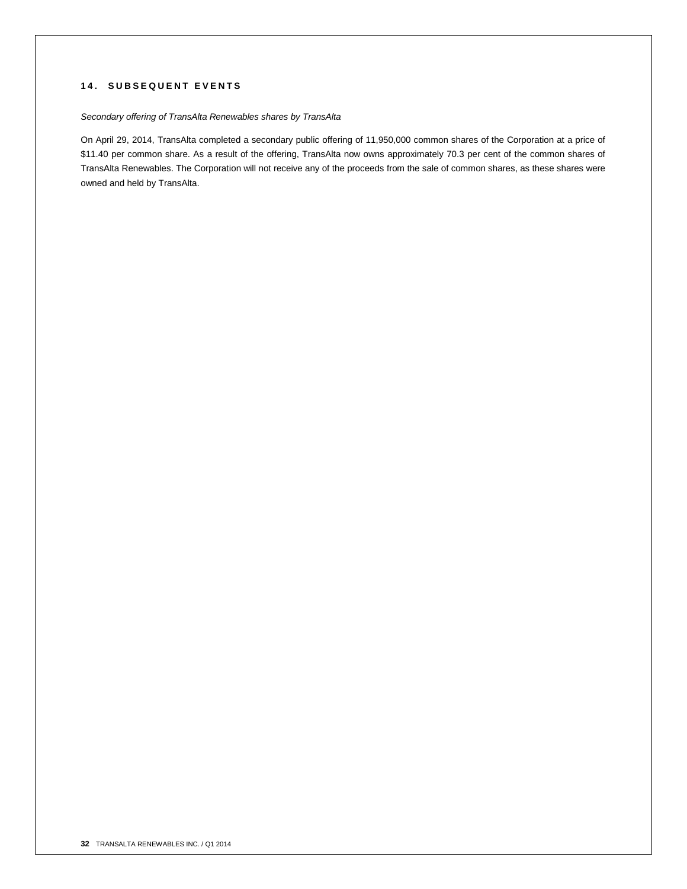## 14. SUBSEQUENT EVENTS

*Secondary offering of TransAlta Renewables shares by TransAlta*

On April 29, 2014, TransAlta completed a secondary public offering of 11,950,000 common shares of the Corporation at a price of $11.40 per common share. As a result of the offering, TransAlta now owns approximately 70.3 per cent of the common shares of TransAlta Renewables. The Corporation will not receive any of the proceeds from the sale of common shares, as these shares were owned and held by TransAlta.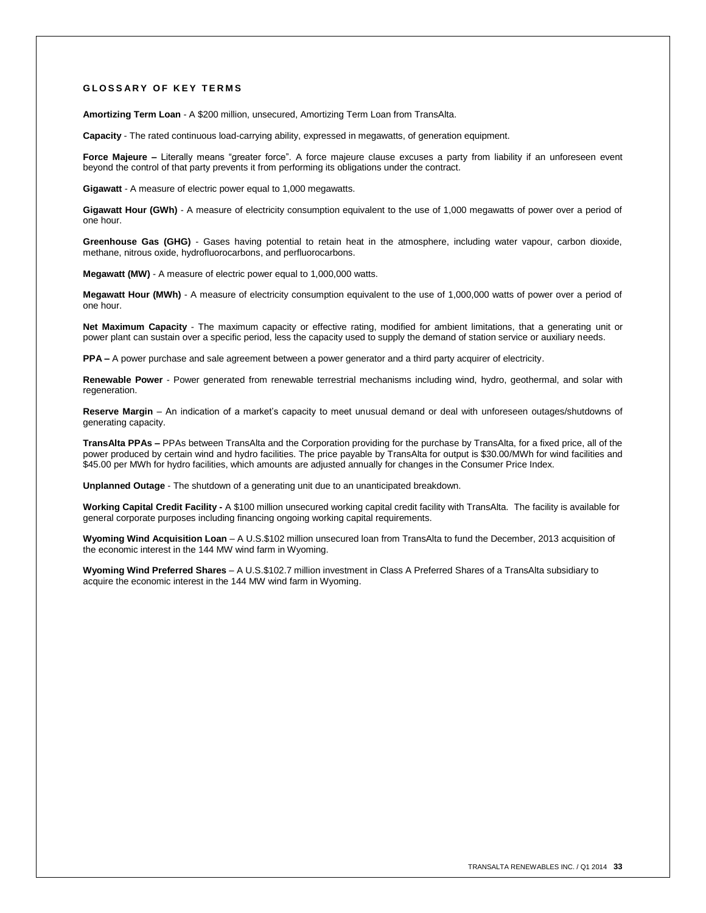## GLOSSARY OF KEY TERMS

**Amortizing Term Loan** - A $200 million, unsecured, Amortizing Term Loan from TransAlta.

**Capacity** - The rated continuous load-carrying ability, expressed in megawatts, of generation equipment.

**Force Majeure –** Literally means "greater force". A force majeure clause excuses a party from liability if an unforeseen event beyond the control of that party prevents it from performing its obligations under the contract.

**Gigawatt** - A measure of electric power equal to 1,000 megawatts.

**Gigawatt Hour (GWh)** - A measure of electricity consumption equivalent to the use of 1,000 megawatts of power over a period of one hour.

**Greenhouse Gas (GHG)** - Gases having potential to retain heat in the atmosphere, including water vapour, carbon dioxide, methane, nitrous oxide, hydrofluorocarbons, and perfluorocarbons.

**Megawatt (MW)** - A measure of electric power equal to 1,000,000 watts.

**Megawatt Hour (MWh)** - A measure of electricity consumption equivalent to the use of 1,000,000 watts of power over a period of one hour.

**Net Maximum Capacity** - The maximum capacity or effective rating, modified for ambient limitations, that a generating unit or power plant can sustain over a specific period, less the capacity used to supply the demand of station service or auxiliary needs.

**PPA –** A power purchase and sale agreement between a power generator and a third party acquirer of electricity.

**Renewable Power** - Power generated from renewable terrestrial mechanisms including wind, hydro, geothermal, and solar with regeneration.

**Reserve Margin** – An indication of a market's capacity to meet unusual demand or deal with unforeseen outages/shutdowns of generating capacity.

**TransAlta PPAs –** PPAs between TransAlta and the Corporation providing for the purchase by TransAlta, for a fixed price, all of the power produced by certain wind and hydro facilities. The price payable by TransAlta for output is $30.00/MWh for wind facilities and $45.00 per MWh for hydro facilities, which amounts are adjusted annually for changes in the Consumer Price Index.

**Unplanned Outage** - The shutdown of a generating unit due to an unanticipated breakdown.

**Working Capital Credit Facility -** A $100 million unsecured working capital credit facility with TransAlta. The facility is available for general corporate purposes including financing ongoing working capital requirements.

**Wyoming Wind Acquisition Loan** – A U.S.$102 million unsecured loan from TransAlta to fund the December, 2013 acquisition of the economic interest in the 144 MW wind farm in Wyoming.

**Wyoming Wind Preferred Shares** – A U.S.$102.7 million investment in Class A Preferred Shares of a TransAlta subsidiary to acquire the economic interest in the 144 MW wind farm in Wyoming.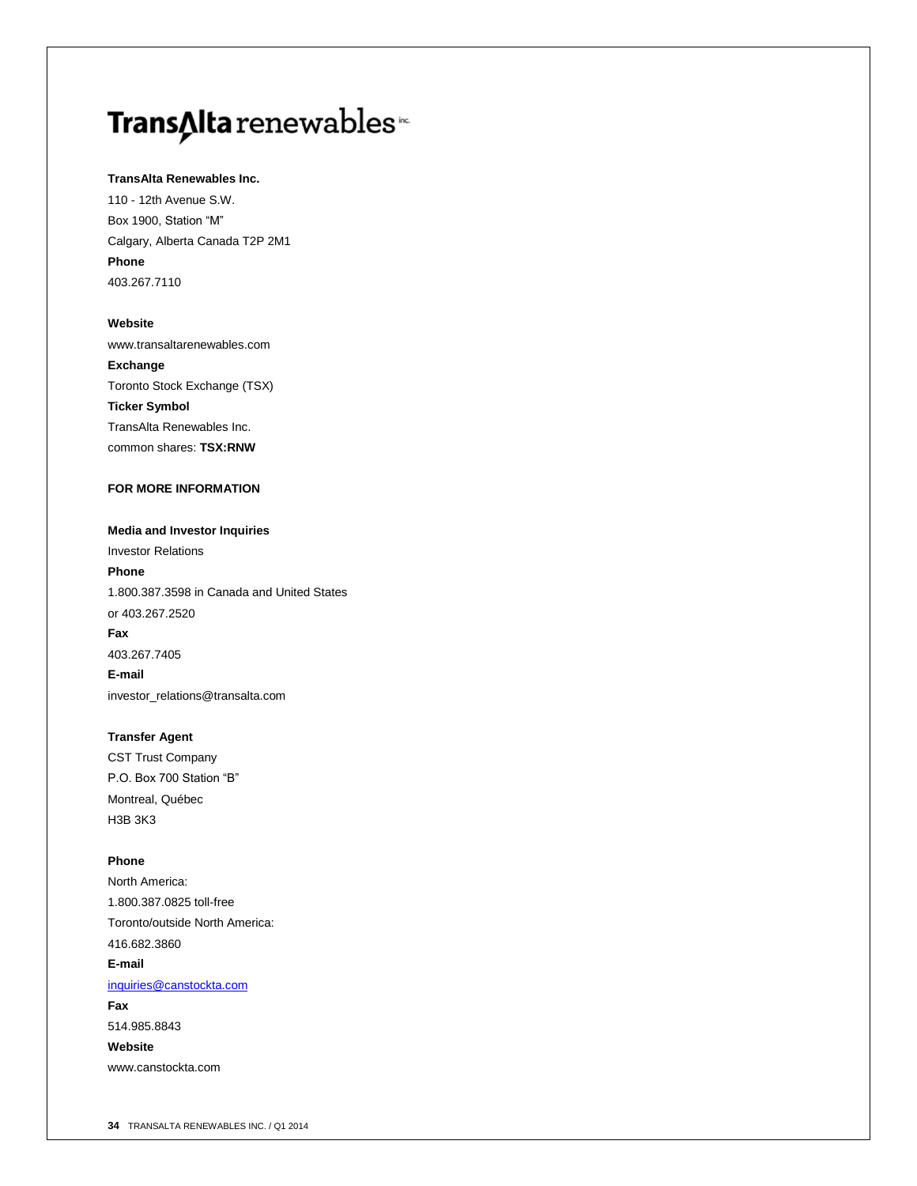**TransAlta Renewables Inc.**

110 - 12th Avenue S.W.

Box 1900, Station “M”

Calgary, Alberta Canada T2P 2M1

**Phone**

403.267.7110

**Website**

www.transaltarenewables.com

**Exchange**

Toronto Stock Exchange (TSX)

**Ticker Symbol**

TransAlta Renewables Inc.

common shares: **TSX:RNW**

**FOR MORE INFORMATION**

**Media and Investor Inquiries**

Investor Relations

**Phone**

1.800.387.3598 in Canada and United States

or 403.267.2520

**Fax**

403.267.7405

**E-mail**

investor_relations@transalta.com

**Transfer Agent**

CST Trust Company

P.O. Box 700 Station “B”

Montreal, Québec

H3B 3K3

**Phone**

North America:

1.800.387.0825 toll-free

Toronto/outside North America:

416.682.3860

**E-mail**

inquiries@canstockta.com

**Fax**

514.985.8843

**Website**

www.canstockta.com